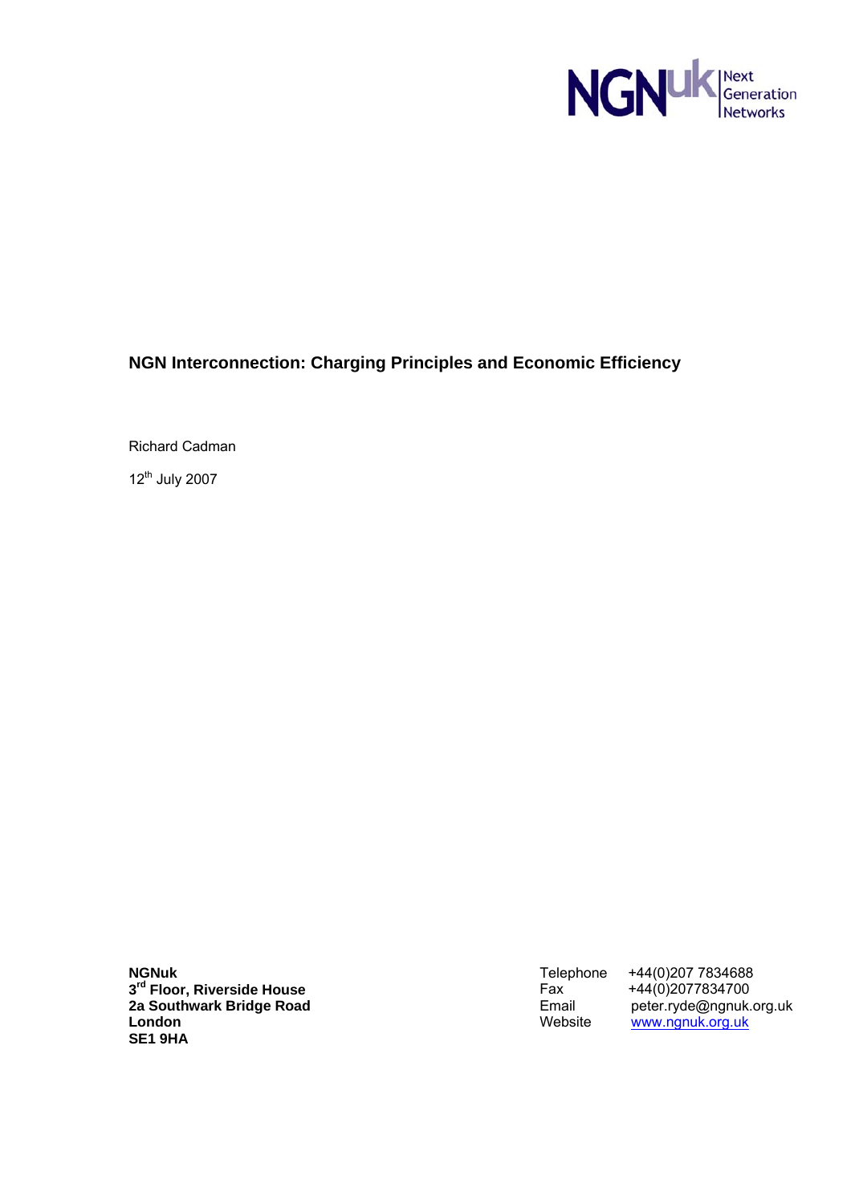NGNuk | Next Generation Networks

# NGN Interconnection: Charging Principles and Economic Efficiency

Richard Cadman

12th July 2007

**NGNuk**
**3rd Floor, Riverside House**
**2a Southwark Bridge Road**
**London**
**SE1 9HA**

| | |
|---|---|
| Telephone | +44(0)207 7834688 |
| Fax | +44(0)2077834700 |
| Email | peter.ryde@ngnuk.org.uk |
| Website | www.ngnuk.org.uk |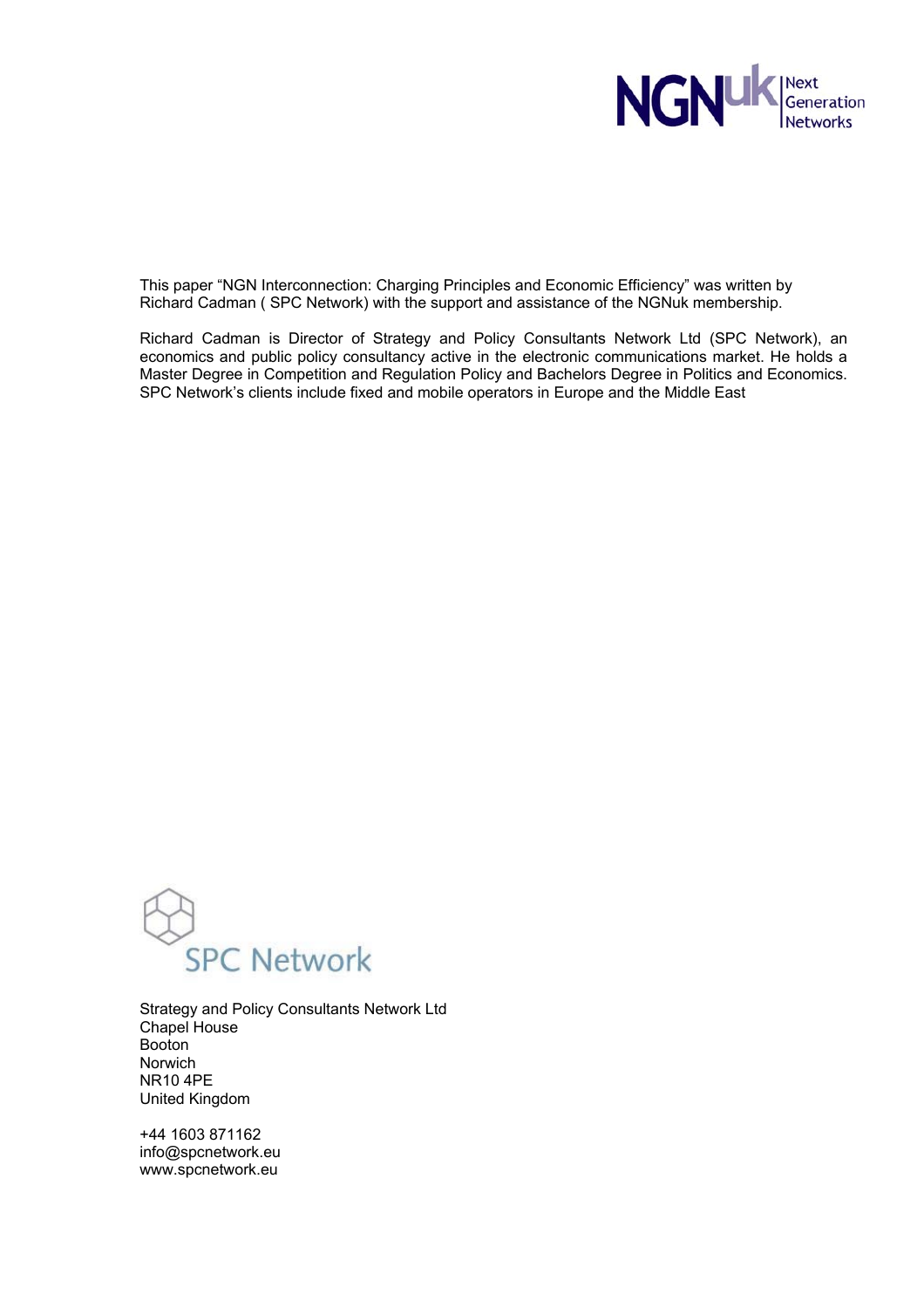This paper "NGN Interconnection: Charging Principles and Economic Efficiency" was written by Richard Cadman ( SPC Network) with the support and assistance of the NGNuk membership.

Richard Cadman is Director of Strategy and Policy Consultants Network Ltd (SPC Network), an economics and public policy consultancy active in the electronic communications market. He holds a Master Degree in Competition and Regulation Policy and Bachelors Degree in Politics and Economics. SPC Network's clients include fixed and mobile operators in Europe and the Middle East

Strategy and Policy Consultants Network Ltd
Chapel House
Booton
Norwich
NR10 4PE
United Kingdom

+44 1603 871162
info@spcnetwork.eu
www.spcnetwork.eu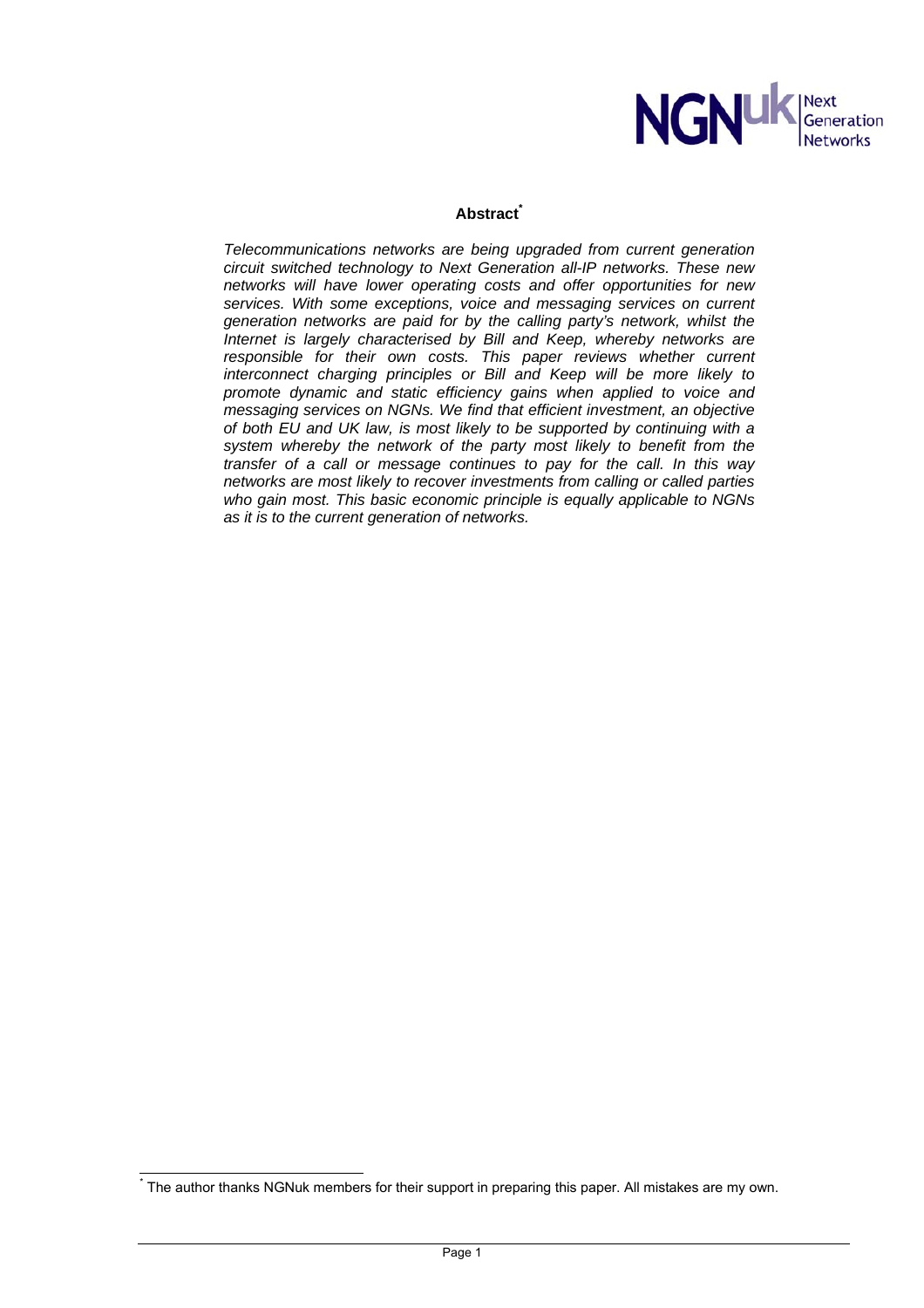## Abstract[*]

*Telecommunications networks are being upgraded from current generation circuit switched technology to Next Generation all-IP networks. These new networks will have lower operating costs and offer opportunities for new services. With some exceptions, voice and messaging services on current generation networks are paid for by the calling party's network, whilst the Internet is largely characterised by Bill and Keep, whereby networks are responsible for their own costs. This paper reviews whether current interconnect charging principles or Bill and Keep will be more likely to promote dynamic and static efficiency gains when applied to voice and messaging services on NGNs. We find that efficient investment, an objective of both EU and UK law, is most likely to be supported by continuing with a system whereby the network of the party most likely to benefit from the transfer of a call or message continues to pay for the call. In this way networks are most likely to recover investments from calling or called parties who gain most. This basic economic principle is equally applicable to NGNs as it is to the current generation of networks.*

[*] The author thanks NGNuk members for their support in preparing this paper. All mistakes are my own.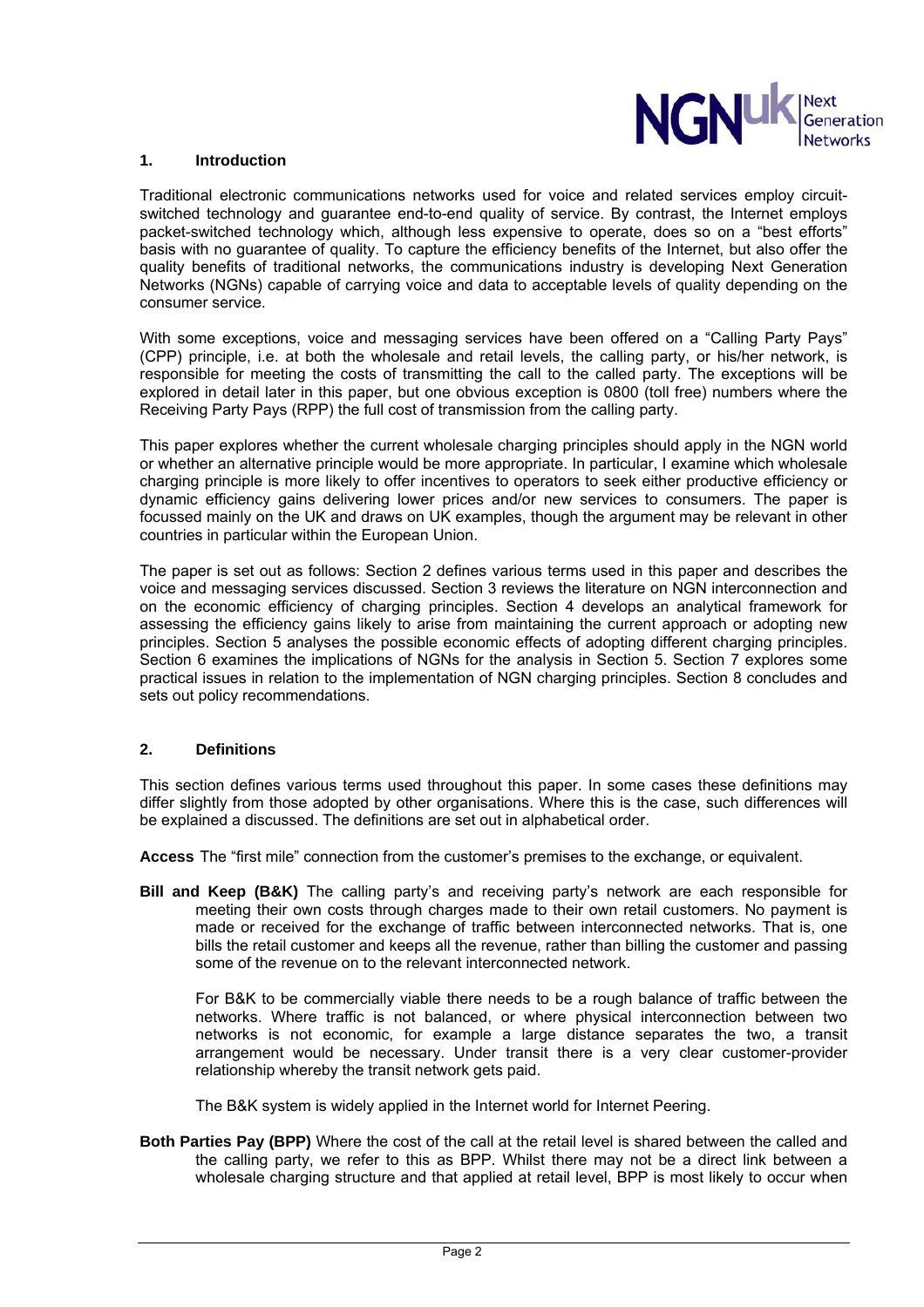## 1. Introduction

Traditional electronic communications networks used for voice and related services employ circuit-switched technology and guarantee end-to-end quality of service. By contrast, the Internet employs packet-switched technology which, although less expensive to operate, does so on a "best efforts" basis with no guarantee of quality. To capture the efficiency benefits of the Internet, but also offer the quality benefits of traditional networks, the communications industry is developing Next Generation Networks (NGNs) capable of carrying voice and data to acceptable levels of quality depending on the consumer service.

With some exceptions, voice and messaging services have been offered on a "Calling Party Pays" (CPP) principle, i.e. at both the wholesale and retail levels, the calling party, or his/her network, is responsible for meeting the costs of transmitting the call to the called party. The exceptions will be explored in detail later in this paper, but one obvious exception is 0800 (toll free) numbers where the Receiving Party Pays (RPP) the full cost of transmission from the calling party.

This paper explores whether the current wholesale charging principles should apply in the NGN world or whether an alternative principle would be more appropriate. In particular, I examine which wholesale charging principle is more likely to offer incentives to operators to seek either productive efficiency or dynamic efficiency gains delivering lower prices and/or new services to consumers. The paper is focussed mainly on the UK and draws on UK examples, though the argument may be relevant in other countries in particular within the European Union.

The paper is set out as follows: Section 2 defines various terms used in this paper and describes the voice and messaging services discussed. Section 3 reviews the literature on NGN interconnection and on the economic efficiency of charging principles. Section 4 develops an analytical framework for assessing the efficiency gains likely to arise from maintaining the current approach or adopting new principles. Section 5 analyses the possible economic effects of adopting different charging principles. Section 6 examines the implications of NGNs for the analysis in Section 5. Section 7 explores some practical issues in relation to the implementation of NGN charging principles. Section 8 concludes and sets out policy recommendations.

## 2. Definitions

This section defines various terms used throughout this paper. In some cases these definitions may differ slightly from those adopted by other organisations. Where this is the case, such differences will be explained a discussed. The definitions are set out in alphabetical order.

**Access** The "first mile" connection from the customer's premises to the exchange, or equivalent.

**Bill and Keep (B&K)** The calling party's and receiving party's network are each responsible for meeting their own costs through charges made to their own retail customers. No payment is made or received for the exchange of traffic between interconnected networks. That is, one bills the retail customer and keeps all the revenue, rather than billing the customer and passing some of the revenue on to the relevant interconnected network.

For B&K to be commercially viable there needs to be a rough balance of traffic between the networks. Where traffic is not balanced, or where physical interconnection between two networks is not economic, for example a large distance separates the two, a transit arrangement would be necessary. Under transit there is a very clear customer-provider relationship whereby the transit network gets paid.

The B&K system is widely applied in the Internet world for Internet Peering.

**Both Parties Pay (BPP)** Where the cost of the call at the retail level is shared between the called and the calling party, we refer to this as BPP. Whilst there may not be a direct link between a wholesale charging structure and that applied at retail level, BPP is most likely to occur when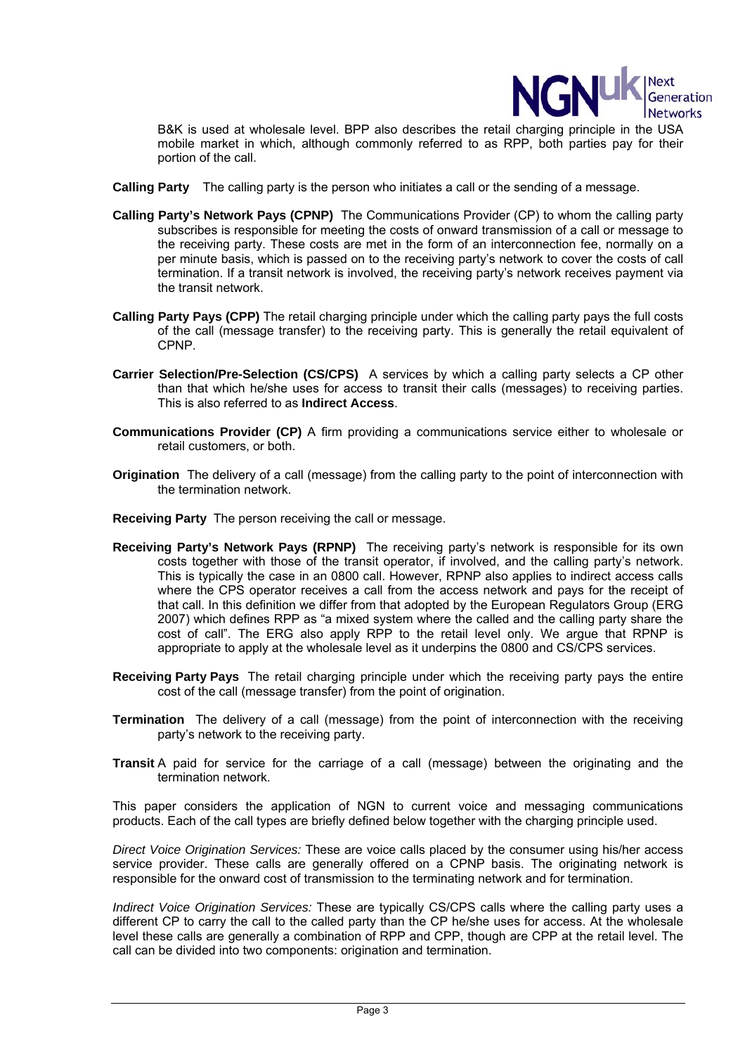B&K is used at wholesale level. BPP also describes the retail charging principle in the USA mobile market in which, although commonly referred to as RPP, both parties pay for their portion of the call.

**Calling Party** The calling party is the person who initiates a call or the sending of a message.

**Calling Party's Network Pays (CPNP)** The Communications Provider (CP) to whom the calling party subscribes is responsible for meeting the costs of onward transmission of a call or message to the receiving party. These costs are met in the form of an interconnection fee, normally on a per minute basis, which is passed on to the receiving party's network to cover the costs of call termination. If a transit network is involved, the receiving party's network receives payment via the transit network.

**Calling Party Pays (CPP)** The retail charging principle under which the calling party pays the full costs of the call (message transfer) to the receiving party. This is generally the retail equivalent of CPNP.

**Carrier Selection/Pre-Selection (CS/CPS)** A services by which a calling party selects a CP other than that which he/she uses for access to transit their calls (messages) to receiving parties. This is also referred to as **Indirect Access**.

**Communications Provider (CP)** A firm providing a communications service either to wholesale or retail customers, or both.

**Origination** The delivery of a call (message) from the calling party to the point of interconnection with the termination network.

**Receiving Party** The person receiving the call or message.

**Receiving Party's Network Pays (RPNP)** The receiving party's network is responsible for its own costs together with those of the transit operator, if involved, and the calling party's network. This is typically the case in an 0800 call. However, RPNP also applies to indirect access calls where the CPS operator receives a call from the access network and pays for the receipt of that call. In this definition we differ from that adopted by the European Regulators Group (ERG 2007) which defines RPP as "a mixed system where the called and the calling party share the cost of call". The ERG also apply RPP to the retail level only. We argue that RPNP is appropriate to apply at the wholesale level as it underpins the 0800 and CS/CPS services.

**Receiving Party Pays** The retail charging principle under which the receiving party pays the entire cost of the call (message transfer) from the point of origination.

**Termination** The delivery of a call (message) from the point of interconnection with the receiving party's network to the receiving party.

**Transit** A paid for service for the carriage of a call (message) between the originating and the termination network.

This paper considers the application of NGN to current voice and messaging communications products. Each of the call types are briefly defined below together with the charging principle used.

*Direct Voice Origination Services:* These are voice calls placed by the consumer using his/her access service provider. These calls are generally offered on a CPNP basis. The originating network is responsible for the onward cost of transmission to the terminating network and for termination.

*Indirect Voice Origination Services:* These are typically CS/CPS calls where the calling party uses a different CP to carry the call to the called party than the CP he/she uses for access. At the wholesale level these calls are generally a combination of RPP and CPP, though are CPP at the retail level. The call can be divided into two components: origination and termination.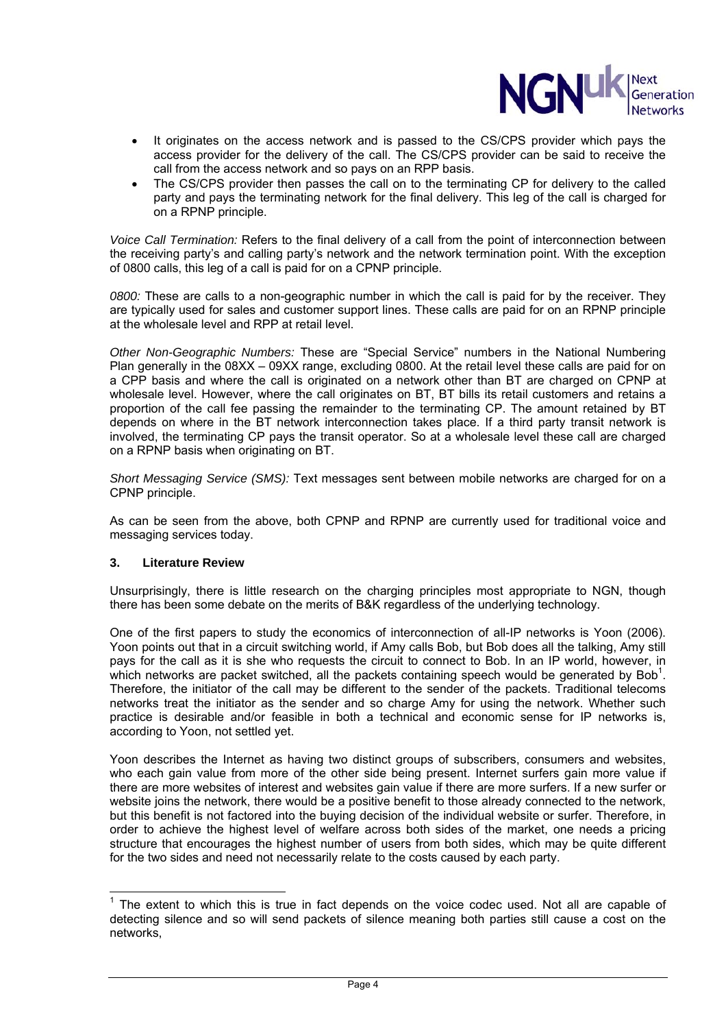- It originates on the access network and is passed to the CS/CPS provider which pays the access provider for the delivery of the call. The CS/CPS provider can be said to receive the call from the access network and so pays on an RPP basis.
- The CS/CPS provider then passes the call on to the terminating CP for delivery to the called party and pays the terminating network for the final delivery. This leg of the call is charged for on a RPNP principle.

*Voice Call Termination:* Refers to the final delivery of a call from the point of interconnection between the receiving party's and calling party's network and the network termination point. With the exception of 0800 calls, this leg of a call is paid for on a CPNP principle.

*0800:* These are calls to a non-geographic number in which the call is paid for by the receiver. They are typically used for sales and customer support lines. These calls are paid for on an RPNP principle at the wholesale level and RPP at retail level.

*Other Non-Geographic Numbers:* These are "Special Service" numbers in the National Numbering Plan generally in the 08XX – 09XX range, excluding 0800. At the retail level these calls are paid for on a CPP basis and where the call is originated on a network other than BT are charged on CPNP at wholesale level. However, where the call originates on BT, BT bills its retail customers and retains a proportion of the call fee passing the remainder to the terminating CP. The amount retained by BT depends on where in the BT network interconnection takes place. If a third party transit network is involved, the terminating CP pays the transit operator. So at a wholesale level these call are charged on a RPNP basis when originating on BT.

*Short Messaging Service (SMS):* Text messages sent between mobile networks are charged for on a CPNP principle.

As can be seen from the above, both CPNP and RPNP are currently used for traditional voice and messaging services today.

### 3. Literature Review

Unsurprisingly, there is little research on the charging principles most appropriate to NGN, though there has been some debate on the merits of B&K regardless of the underlying technology.

One of the first papers to study the economics of interconnection of all-IP networks is Yoon (2006). Yoon points out that in a circuit switching world, if Amy calls Bob, but Bob does all the talking, Amy still pays for the call as it is she who requests the circuit to connect to Bob. In an IP world, however, in which networks are packet switched, all the packets containing speech would be generated by Bob[1]. Therefore, the initiator of the call may be different to the sender of the packets. Traditional telecoms networks treat the initiator as the sender and so charge Amy for using the network. Whether such practice is desirable and/or feasible in both a technical and economic sense for IP networks is, according to Yoon, not settled yet.

Yoon describes the Internet as having two distinct groups of subscribers, consumers and websites, who each gain value from more of the other side being present. Internet surfers gain more value if there are more websites of interest and websites gain value if there are more surfers. If a new surfer or website joins the network, there would be a positive benefit to those already connected to the network, but this benefit is not factored into the buying decision of the individual website or surfer. Therefore, in order to achieve the highest level of welfare across both sides of the market, one needs a pricing structure that encourages the highest number of users from both sides, which may be quite different for the two sides and need not necessarily relate to the costs caused by each party.

[1] The extent to which this is true in fact depends on the voice codec used. Not all are capable of detecting silence and so will send packets of silence meaning both parties still cause a cost on the networks,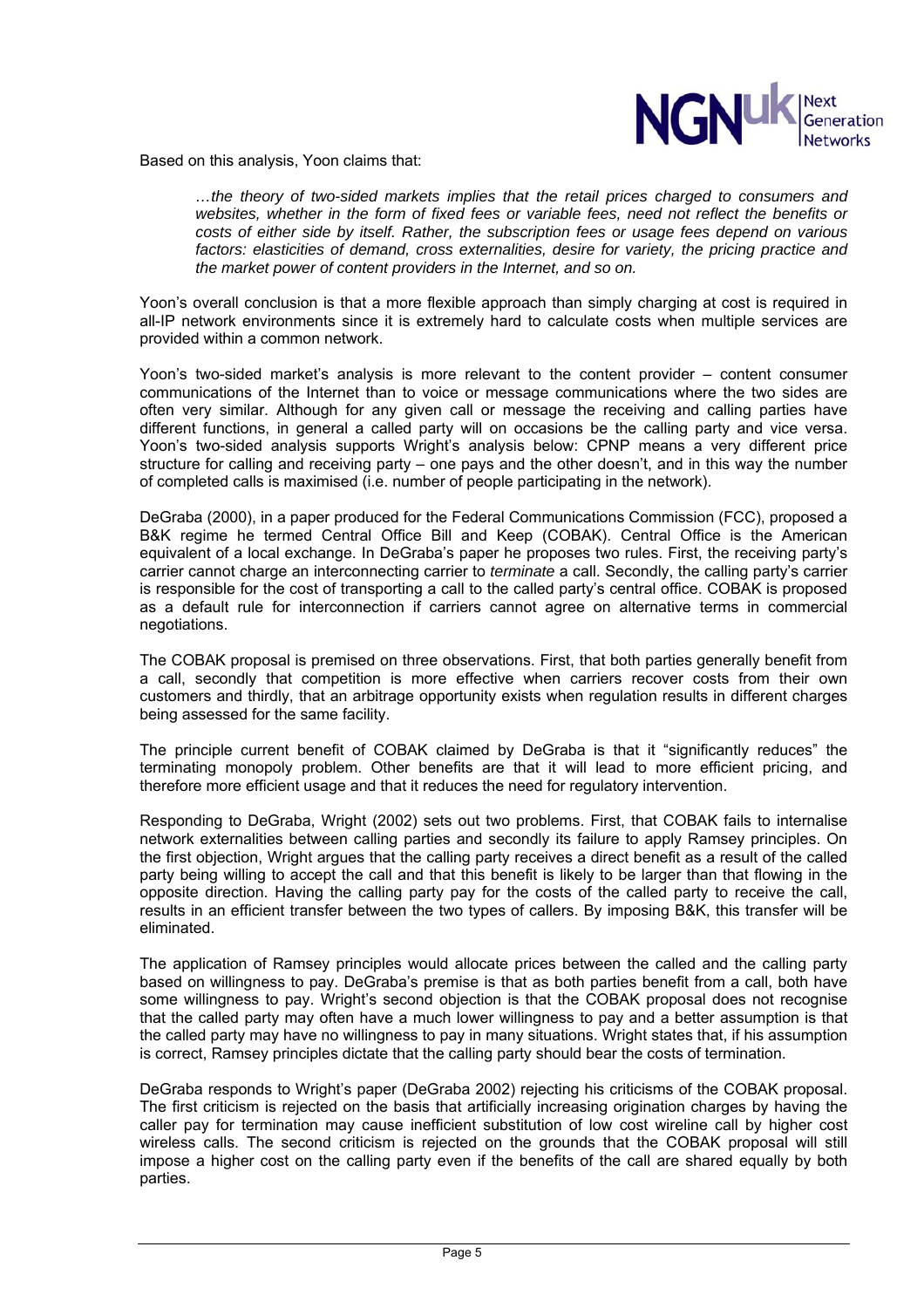Based on this analysis, Yoon claims that:

> *…the theory of two-sided markets implies that the retail prices charged to consumers and websites, whether in the form of fixed fees or variable fees, need not reflect the benefits or costs of either side by itself. Rather, the subscription fees or usage fees depend on various factors: elasticities of demand, cross externalities, desire for variety, the pricing practice and the market power of content providers in the Internet, and so on.*

Yoon's overall conclusion is that a more flexible approach than simply charging at cost is required in all-IP network environments since it is extremely hard to calculate costs when multiple services are provided within a common network.

Yoon's two-sided market's analysis is more relevant to the content provider – content consumer communications of the Internet than to voice or message communications where the two sides are often very similar. Although for any given call or message the receiving and calling parties have different functions, in general a called party will on occasions be the calling party and vice versa. Yoon's two-sided analysis supports Wright's analysis below: CPNP means a very different price structure for calling and receiving party – one pays and the other doesn't, and in this way the number of completed calls is maximised (i.e. number of people participating in the network).

DeGraba (2000), in a paper produced for the Federal Communications Commission (FCC), proposed a B&K regime he termed Central Office Bill and Keep (COBAK). Central Office is the American equivalent of a local exchange. In DeGraba's paper he proposes two rules. First, the receiving party's carrier cannot charge an interconnecting carrier to *terminate* a call. Secondly, the calling party's carrier is responsible for the cost of transporting a call to the called party's central office. COBAK is proposed as a default rule for interconnection if carriers cannot agree on alternative terms in commercial negotiations.

The COBAK proposal is premised on three observations. First, that both parties generally benefit from a call, secondly that competition is more effective when carriers recover costs from their own customers and thirdly, that an arbitrage opportunity exists when regulation results in different charges being assessed for the same facility.

The principle current benefit of COBAK claimed by DeGraba is that it "significantly reduces" the terminating monopoly problem. Other benefits are that it will lead to more efficient pricing, and therefore more efficient usage and that it reduces the need for regulatory intervention.

Responding to DeGraba, Wright (2002) sets out two problems. First, that COBAK fails to internalise network externalities between calling parties and secondly its failure to apply Ramsey principles. On the first objection, Wright argues that the calling party receives a direct benefit as a result of the called party being willing to accept the call and that this benefit is likely to be larger than that flowing in the opposite direction. Having the calling party pay for the costs of the called party to receive the call, results in an efficient transfer between the two types of callers. By imposing B&K, this transfer will be eliminated.

The application of Ramsey principles would allocate prices between the called and the calling party based on willingness to pay. DeGraba's premise is that as both parties benefit from a call, both have some willingness to pay. Wright's second objection is that the COBAK proposal does not recognise that the called party may often have a much lower willingness to pay and a better assumption is that the called party may have no willingness to pay in many situations. Wright states that, if his assumption is correct, Ramsey principles dictate that the calling party should bear the costs of termination.

DeGraba responds to Wright's paper (DeGraba 2002) rejecting his criticisms of the COBAK proposal. The first criticism is rejected on the basis that artificially increasing origination charges by having the caller pay for termination may cause inefficient substitution of low cost wireline call by higher cost wireless calls. The second criticism is rejected on the grounds that the COBAK proposal will still impose a higher cost on the calling party even if the benefits of the call are shared equally by both parties.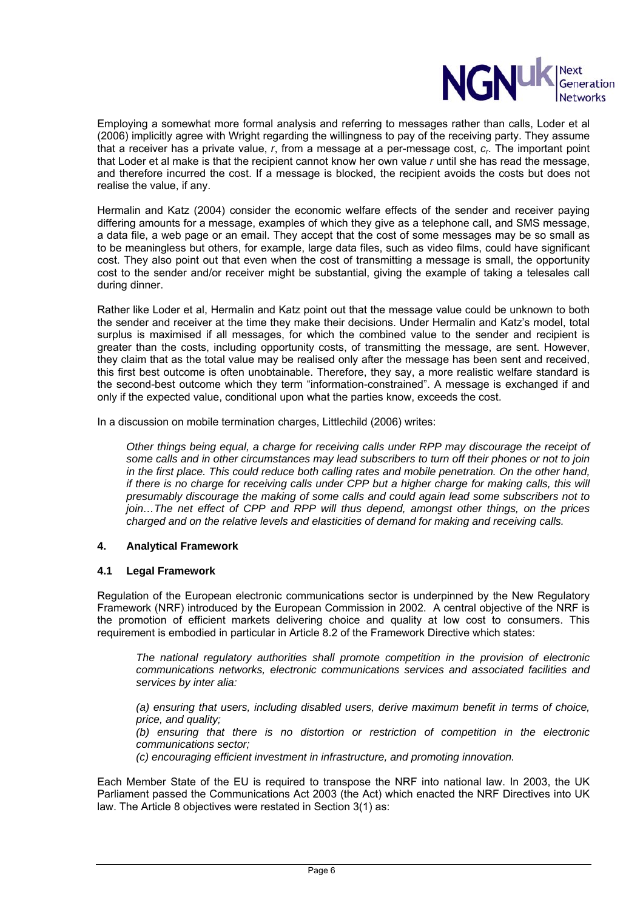Employing a somewhat more formal analysis and referring to messages rather than calls, Loder et al (2006) implicitly agree with Wright regarding the willingness to pay of the receiving party. They assume that a receiver has a private value, $r$, from a message at a per-message cost, $c_r$. The important point that Loder et al make is that the recipient cannot know her own value $r$ until she has read the message, and therefore incurred the cost. If a message is blocked, the recipient avoids the costs but does not realise the value, if any.

Hermalin and Katz (2004) consider the economic welfare effects of the sender and receiver paying differing amounts for a message, examples of which they give as a telephone call, and SMS message, a data file, a web page or an email. They accept that the cost of some messages may be so small as to be meaningless but others, for example, large data files, such as video films, could have significant cost. They also point out that even when the cost of transmitting a message is small, the opportunity cost to the sender and/or receiver might be substantial, giving the example of taking a telesales call during dinner.

Rather like Loder et al, Hermalin and Katz point out that the message value could be unknown to both the sender and receiver at the time they make their decisions. Under Hermalin and Katz's model, total surplus is maximised if all messages, for which the combined value to the sender and recipient is greater than the costs, including opportunity costs, of transmitting the message, are sent. However, they claim that as the total value may be realised only after the message has been sent and received, this first best outcome is often unobtainable. Therefore, they say, a more realistic welfare standard is the second-best outcome which they term "information-constrained". A message is exchanged if and only if the expected value, conditional upon what the parties know, exceeds the cost.

In a discussion on mobile termination charges, Littlechild (2006) writes:

> *Other things being equal, a charge for receiving calls under RPP may discourage the receipt of some calls and in other circumstances may lead subscribers to turn off their phones or not to join in the first place. This could reduce both calling rates and mobile penetration. On the other hand, if there is no charge for receiving calls under CPP but a higher charge for making calls, this will presumably discourage the making of some calls and could again lead some subscribers not to join…The net effect of CPP and RPP will thus depend, amongst other things, on the prices charged and on the relative levels and elasticities of demand for making and receiving calls.*

## 4. Analytical Framework

### 4.1 Legal Framework

Regulation of the European electronic communications sector is underpinned by the New Regulatory Framework (NRF) introduced by the European Commission in 2002. A central objective of the NRF is the promotion of efficient markets delivering choice and quality at low cost to consumers. This requirement is embodied in particular in Article 8.2 of the Framework Directive which states:

> *The national regulatory authorities shall promote competition in the provision of electronic communications networks, electronic communications services and associated facilities and services by inter alia:*
>
> *(a) ensuring that users, including disabled users, derive maximum benefit in terms of choice, price, and quality;*
>
> *(b) ensuring that there is no distortion or restriction of competition in the electronic communications sector;*
>
> *(c) encouraging efficient investment in infrastructure, and promoting innovation.*

Each Member State of the EU is required to transpose the NRF into national law. In 2003, the UK Parliament passed the Communications Act 2003 (the Act) which enacted the NRF Directives into UK law. The Article 8 objectives were restated in Section 3(1) as: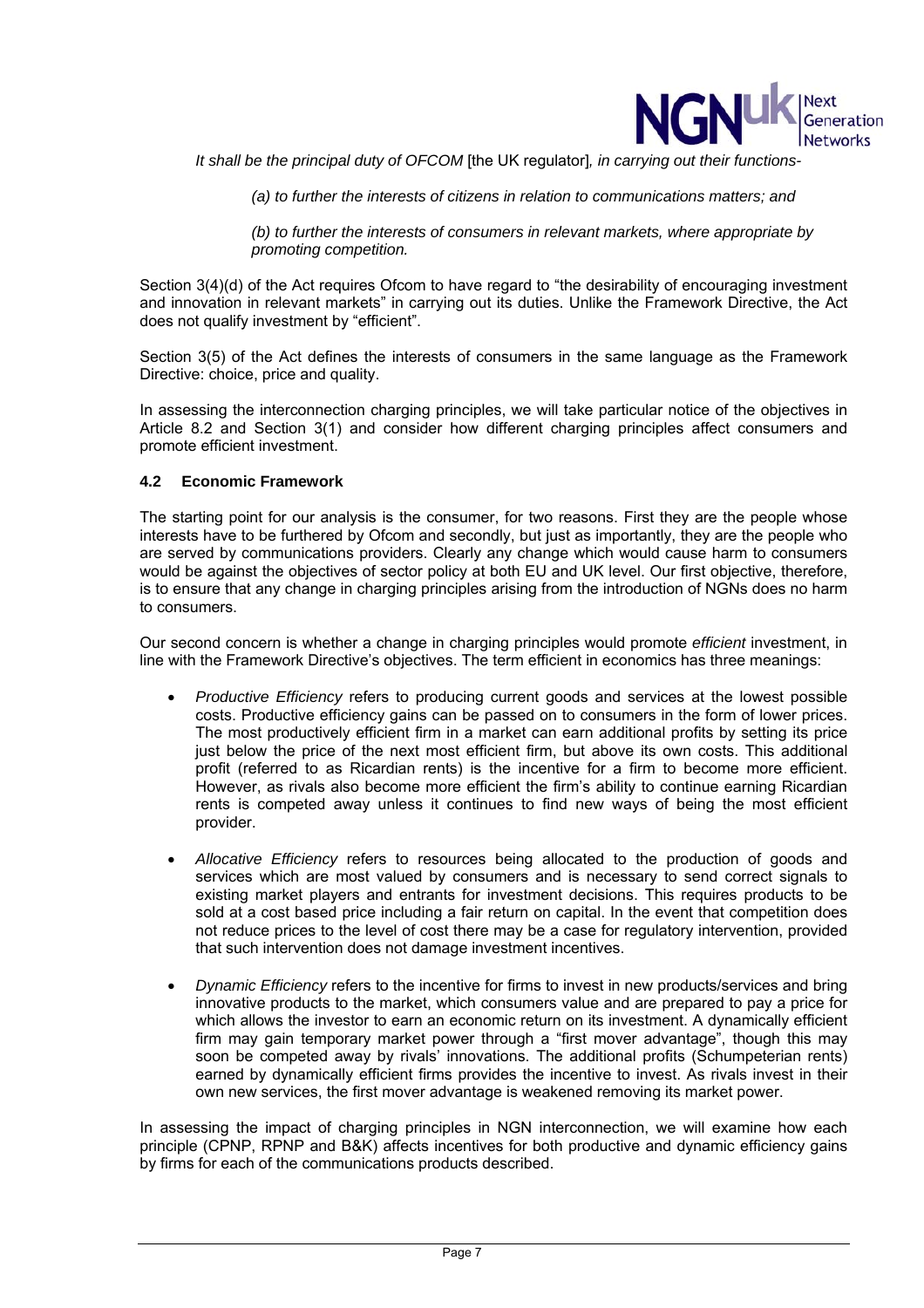*It shall be the principal duty of OFCOM* [the UK regulator]*, in carrying out their functions-*

> *(a) to further the interests of citizens in relation to communications matters; and*
>
> *(b) to further the interests of consumers in relevant markets, where appropriate by promoting competition.*

Section 3(4)(d) of the Act requires Ofcom to have regard to "the desirability of encouraging investment and innovation in relevant markets" in carrying out its duties. Unlike the Framework Directive, the Act does not qualify investment by "efficient".

Section 3(5) of the Act defines the interests of consumers in the same language as the Framework Directive: choice, price and quality.

In assessing the interconnection charging principles, we will take particular notice of the objectives in Article 8.2 and Section 3(1) and consider how different charging principles affect consumers and promote efficient investment.

### 4.2 Economic Framework

The starting point for our analysis is the consumer, for two reasons. First they are the people whose interests have to be furthered by Ofcom and secondly, but just as importantly, they are the people who are served by communications providers. Clearly any change which would cause harm to consumers would be against the objectives of sector policy at both EU and UK level. Our first objective, therefore, is to ensure that any change in charging principles arising from the introduction of NGNs does no harm to consumers.

Our second concern is whether a change in charging principles would promote *efficient* investment, in line with the Framework Directive's objectives. The term efficient in economics has three meanings:

- *Productive Efficiency* refers to producing current goods and services at the lowest possible costs. Productive efficiency gains can be passed on to consumers in the form of lower prices. The most productively efficient firm in a market can earn additional profits by setting its price just below the price of the next most efficient firm, but above its own costs. This additional profit (referred to as Ricardian rents) is the incentive for a firm to become more efficient. However, as rivals also become more efficient the firm's ability to continue earning Ricardian rents is competed away unless it continues to find new ways of being the most efficient provider.
- *Allocative Efficiency* refers to resources being allocated to the production of goods and services which are most valued by consumers and is necessary to send correct signals to existing market players and entrants for investment decisions. This requires products to be sold at a cost based price including a fair return on capital. In the event that competition does not reduce prices to the level of cost there may be a case for regulatory intervention, provided that such intervention does not damage investment incentives.
- *Dynamic Efficiency* refers to the incentive for firms to invest in new products/services and bring innovative products to the market, which consumers value and are prepared to pay a price for which allows the investor to earn an economic return on its investment. A dynamically efficient firm may gain temporary market power through a "first mover advantage", though this may soon be competed away by rivals' innovations. The additional profits (Schumpeterian rents) earned by dynamically efficient firms provides the incentive to invest. As rivals invest in their own new services, the first mover advantage is weakened removing its market power.

In assessing the impact of charging principles in NGN interconnection, we will examine how each principle (CPNP, RPNP and B&K) affects incentives for both productive and dynamic efficiency gains by firms for each of the communications products described.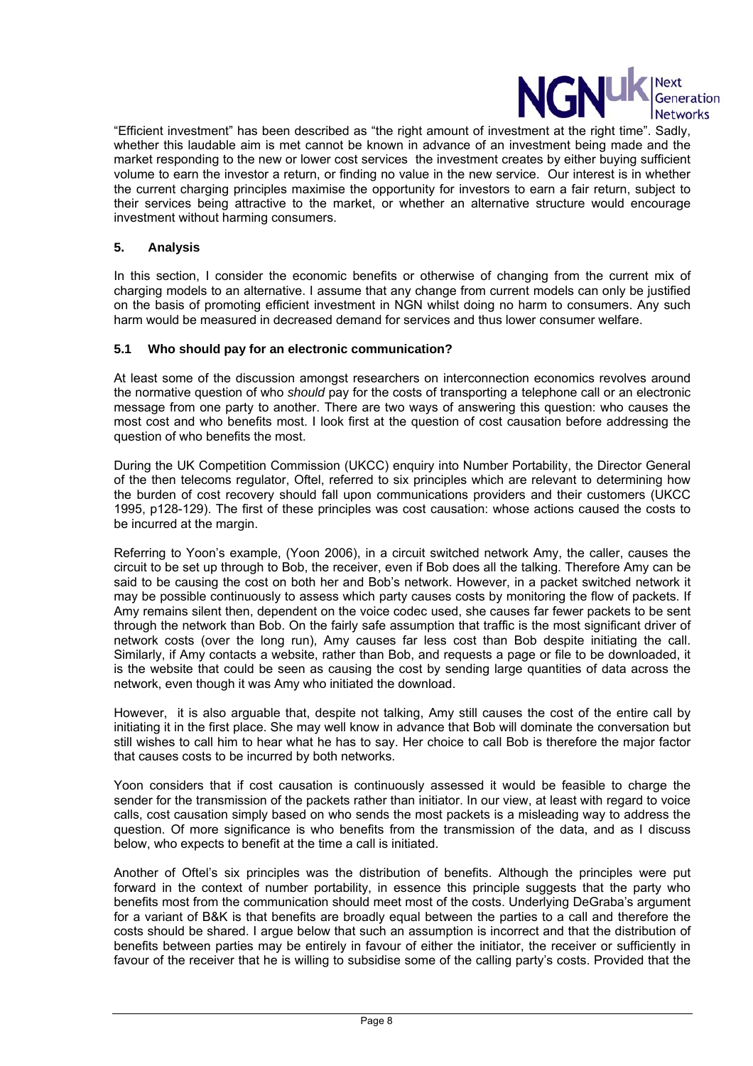"Efficient investment" has been described as "the right amount of investment at the right time". Sadly, whether this laudable aim is met cannot be known in advance of an investment being made and the market responding to the new or lower cost services the investment creates by either buying sufficient volume to earn the investor a return, or finding no value in the new service. Our interest is in whether the current charging principles maximise the opportunity for investors to earn a fair return, subject to their services being attractive to the market, or whether an alternative structure would encourage investment without harming consumers.

## 5. Analysis

In this section, I consider the economic benefits or otherwise of changing from the current mix of charging models to an alternative. I assume that any change from current models can only be justified on the basis of promoting efficient investment in NGN whilst doing no harm to consumers. Any such harm would be measured in decreased demand for services and thus lower consumer welfare.

### 5.1 Who should pay for an electronic communication?

At least some of the discussion amongst researchers on interconnection economics revolves around the normative question of who *should* pay for the costs of transporting a telephone call or an electronic message from one party to another. There are two ways of answering this question: who causes the most cost and who benefits most. I look first at the question of cost causation before addressing the question of who benefits the most.

During the UK Competition Commission (UKCC) enquiry into Number Portability, the Director General of the then telecoms regulator, Oftel, referred to six principles which are relevant to determining how the burden of cost recovery should fall upon communications providers and their customers (UKCC 1995, p128-129). The first of these principles was cost causation: whose actions caused the costs to be incurred at the margin.

Referring to Yoon's example, (Yoon 2006), in a circuit switched network Amy, the caller, causes the circuit to be set up through to Bob, the receiver, even if Bob does all the talking. Therefore Amy can be said to be causing the cost on both her and Bob's network. However, in a packet switched network it may be possible continuously to assess which party causes costs by monitoring the flow of packets. If Amy remains silent then, dependent on the voice codec used, she causes far fewer packets to be sent through the network than Bob. On the fairly safe assumption that traffic is the most significant driver of network costs (over the long run), Amy causes far less cost than Bob despite initiating the call. Similarly, if Amy contacts a website, rather than Bob, and requests a page or file to be downloaded, it is the website that could be seen as causing the cost by sending large quantities of data across the network, even though it was Amy who initiated the download.

However, it is also arguable that, despite not talking, Amy still causes the cost of the entire call by initiating it in the first place. She may well know in advance that Bob will dominate the conversation but still wishes to call him to hear what he has to say. Her choice to call Bob is therefore the major factor that causes costs to be incurred by both networks.

Yoon considers that if cost causation is continuously assessed it would be feasible to charge the sender for the transmission of the packets rather than initiator. In our view, at least with regard to voice calls, cost causation simply based on who sends the most packets is a misleading way to address the question. Of more significance is who benefits from the transmission of the data, and as I discuss below, who expects to benefit at the time a call is initiated.

Another of Oftel's six principles was the distribution of benefits. Although the principles were put forward in the context of number portability, in essence this principle suggests that the party who benefits most from the communication should meet most of the costs. Underlying DeGraba's argument for a variant of B&K is that benefits are broadly equal between the parties to a call and therefore the costs should be shared. I argue below that such an assumption is incorrect and that the distribution of benefits between parties may be entirely in favour of either the initiator, the receiver or sufficiently in favour of the receiver that he is willing to subsidise some of the calling party's costs. Provided that the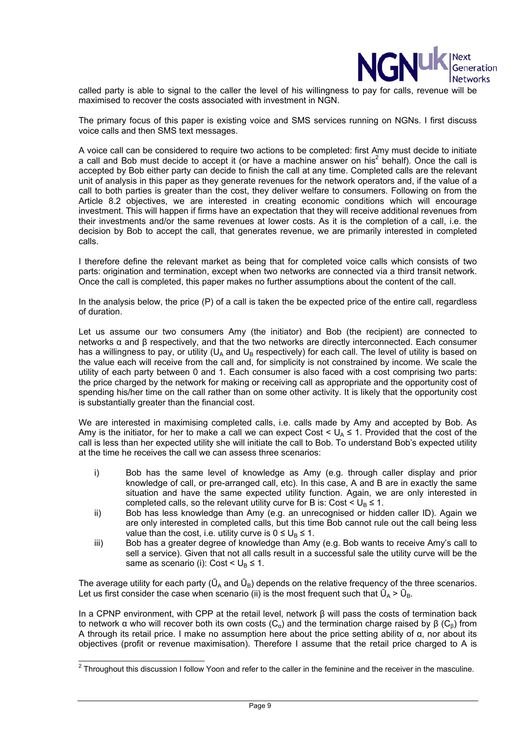called party is able to signal to the caller the level of his willingness to pay for calls, revenue will be maximised to recover the costs associated with investment in NGN.

The primary focus of this paper is existing voice and SMS services running on NGNs. I first discuss voice calls and then SMS text messages.

A voice call can be considered to require two actions to be completed: first Amy must decide to initiate a call and Bob must decide to accept it (or have a machine answer on his[2] behalf). Once the call is accepted by Bob either party can decide to finish the call at any time. Completed calls are the relevant unit of analysis in this paper as they generate revenues for the network operators and, if the value of a call to both parties is greater than the cost, they deliver welfare to consumers. Following on from the Article 8.2 objectives, we are interested in creating economic conditions which will encourage investment. This will happen if firms have an expectation that they will receive additional revenues from their investments and/or the same revenues at lower costs. As it is the completion of a call, i.e. the decision by Bob to accept the call, that generates revenue, we are primarily interested in completed calls.

I therefore define the relevant market as being that for completed voice calls which consists of two parts: origination and termination, except when two networks are connected via a third transit network. Once the call is completed, this paper makes no further assumptions about the content of the call.

In the analysis below, the price (P) of a call is taken the be expected price of the entire call, regardless of duration.

Let us assume our two consumers Amy (the initiator) and Bob (the recipient) are connected to networks α and β respectively, and that the two networks are directly interconnected. Each consumer has a willingness to pay, or utility ($U_A$ and $U_B$ respectively) for each call. The level of utility is based on the value each will receive from the call and, for simplicity is not constrained by income. We scale the utility of each party between 0 and 1. Each consumer is also faced with a cost comprising two parts: the price charged by the network for making or receiving call as appropriate and the opportunity cost of spending his/her time on the call rather than on some other activity. It is likely that the opportunity cost is substantially greater than the financial cost.

We are interested in maximising completed calls, i.e. calls made by Amy and accepted by Bob. As Amy is the initiator, for her to make a call we can expect Cost $< U_A \leq 1$. Provided that the cost of the call is less than her expected utility she will initiate the call to Bob. To understand Bob's expected utility at the time he receives the call we can assess three scenarios:

i) Bob has the same level of knowledge as Amy (e.g. through caller display and prior knowledge of call, or pre-arranged call, etc). In this case, A and B are in exactly the same situation and have the same expected utility function. Again, we are only interested in completed calls, so the relevant utility curve for B is: Cost $< U_B \leq 1$.

ii) Bob has less knowledge than Amy (e.g. an unrecognised or hidden caller ID). Again we are only interested in completed calls, but this time Bob cannot rule out the call being less value than the cost, i.e. utility curve is $0 \leq U_B \leq 1$.

iii) Bob has a greater degree of knowledge than Amy (e.g. Bob wants to receive Amy's call to sell a service). Given that not all calls result in a successful sale the utility curve will be the same as scenario (i): Cost $< U_B \leq 1$.

The average utility for each party ($\bar{U}_A$ and $\bar{U}_B$) depends on the relative frequency of the three scenarios. Let us first consider the case when scenario (ii) is the most frequent such that $\bar{U}_A > \bar{U}_B$.

In a CPNP environment, with CPP at the retail level, network β will pass the costs of termination back to network α who will recover both its own costs ($C_\alpha$) and the termination charge raised by β ($C_\beta$) from A through its retail price. I make no assumption here about the price setting ability of α, nor about its objectives (profit or revenue maximisation). Therefore I assume that the retail price charged to A is

---

[2] Throughout this discussion I follow Yoon and refer to the caller in the feminine and the receiver in the masculine.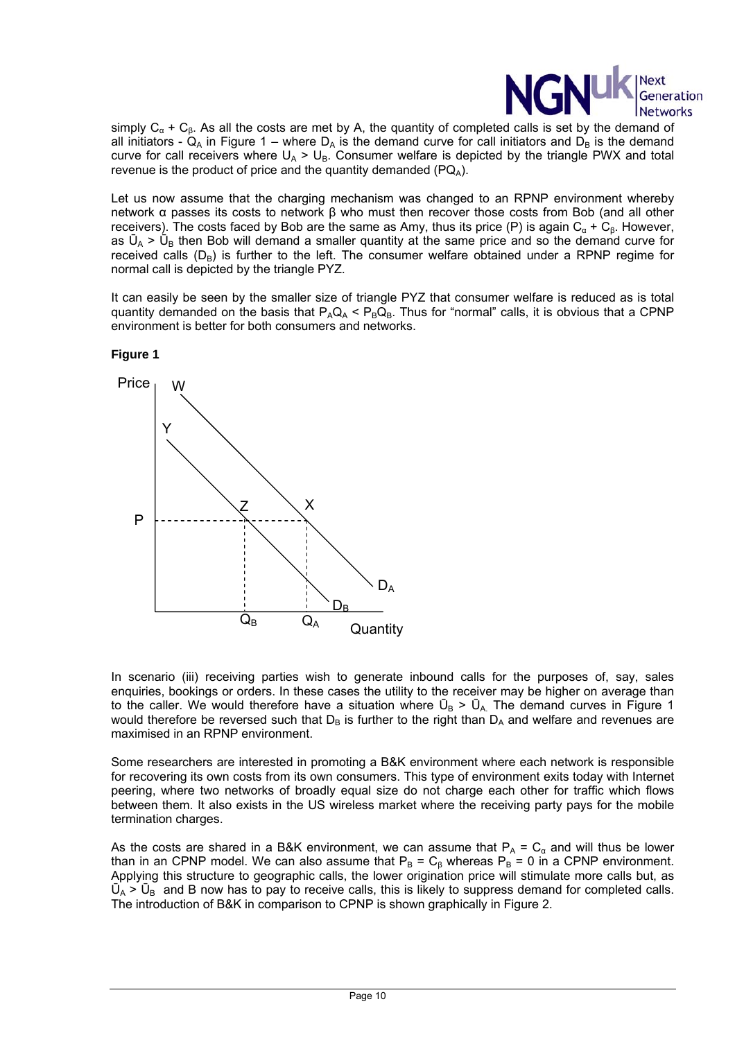simply $C_\alpha + C_\beta$. As all the costs are met by A, the quantity of completed calls is set by the demand of all initiators - $Q_A$ in Figure 1 – where $D_A$ is the demand curve for call initiators and $D_B$ is the demand curve for call receivers where $U_A > U_B$. Consumer welfare is depicted by the triangle PWX and total revenue is the product of price and the quantity demanded ($PQ_A$).

Let us now assume that the charging mechanism was changed to an RPNP environment whereby network α passes its costs to network β who must then recover those costs from Bob (and all other receivers). The costs faced by Bob are the same as Amy, thus its price (P) is again $C_\alpha + C_\beta$. However, as $\bar{U}_A > \bar{U}_B$ then Bob will demand a smaller quantity at the same price and so the demand curve for received calls ($D_B$) is further to the left. The consumer welfare obtained under a RPNP regime for normal call is depicted by the triangle PYZ.

It can easily be seen by the smaller size of triangle PYZ that consumer welfare is reduced as is total quantity demanded on the basis that $P_AQ_A < P_BQ_B$. Thus for "normal" calls, it is obvious that a CPNP environment is better for both consumers and networks.

**Figure 1**

In scenario (iii) receiving parties wish to generate inbound calls for the purposes of, say, sales enquiries, bookings or orders. In these cases the utility to the receiver may be higher on average than to the caller. We would therefore have a situation where $\bar{U}_B > \bar{U}_A$. The demand curves in Figure 1 would therefore be reversed such that $D_B$ is further to the right than $D_A$ and welfare and revenues are maximised in an RPNP environment.

Some researchers are interested in promoting a B&K environment where each network is responsible for recovering its own costs from its own consumers. This type of environment exits today with Internet peering, where two networks of broadly equal size do not charge each other for traffic which flows between them. It also exists in the US wireless market where the receiving party pays for the mobile termination charges.

As the costs are shared in a B&K environment, we can assume that $P_A = C_\alpha$ and will thus be lower than in an CPNP model. We can also assume that $P_B = C_\beta$ whereas $P_B = 0$ in a CPNP environment. Applying this structure to geographic calls, the lower origination price will stimulate more calls but, as $\bar{U}_A > \bar{U}_B$ and B now has to pay to receive calls, this is likely to suppress demand for completed calls. The introduction of B&K in comparison to CPNP is shown graphically in Figure 2.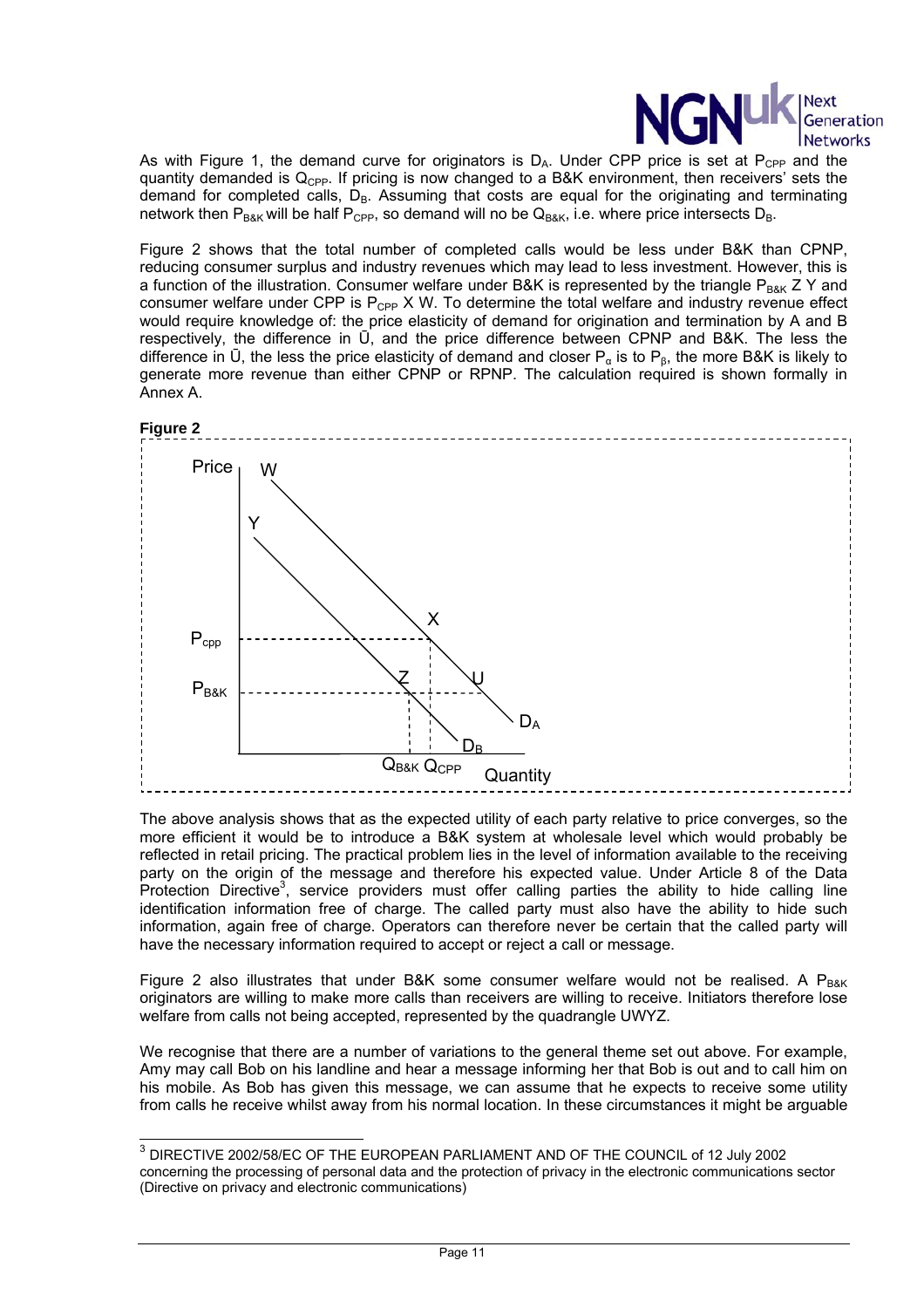As with Figure 1, the demand curve for originators is $D_A$. Under CPP price is set at $P_{CPP}$ and the quantity demanded is $Q_{CPP}$. If pricing is now changed to a B&K environment, then receivers' sets the demand for completed calls, $D_B$. Assuming that costs are equal for the originating and terminating network then $P_{B\&K}$ will be half $P_{CPP}$, so demand will no be $Q_{B\&K}$, i.e. where price intersects $D_B$.

Figure 2 shows that the total number of completed calls would be less under B&K than CPNP, reducing consumer surplus and industry revenues which may lead to less investment. However, this is a function of the illustration. Consumer welfare under B&K is represented by the triangle $P_{B\&K}$ Z Y and consumer welfare under CPP is $P_{CPP}$ X W. To determine the total welfare and industry revenue effect would require knowledge of: the price elasticity of demand for origination and termination by A and B respectively, the difference in $\bar{U}$, and the price difference between CPNP and B&K. The less the difference in $\bar{U}$, the less the price elasticity of demand and closer $P_\alpha$ is to $P_\beta$, the more B&K is likely to generate more revenue than either CPNP or RPNP. The calculation required is shown formally in Annex A.

**Figure 2**

The above analysis shows that as the expected utility of each party relative to price converges, so the more efficient it would be to introduce a B&K system at wholesale level which would probably be reflected in retail pricing. The practical problem lies in the level of information available to the receiving party on the origin of the message and therefore his expected value. Under Article 8 of the Data Protection Directive[3], service providers must offer calling parties the ability to hide calling line identification information free of charge. The called party must also have the ability to hide such information, again free of charge. Operators can therefore never be certain that the called party will have the necessary information required to accept or reject a call or message.

Figure 2 also illustrates that under B&K some consumer welfare would not be realised. A $P_{B\&K}$ originators are willing to make more calls than receivers are willing to receive. Initiators therefore lose welfare from calls not being accepted, represented by the quadrangle UWYZ.

We recognise that there are a number of variations to the general theme set out above. For example, Amy may call Bob on his landline and hear a message informing her that Bob is out and to call him on his mobile. As Bob has given this message, we can assume that he expects to receive some utility from calls he receive whilst away from his normal location. In these circumstances it might be arguable

[3] DIRECTIVE 2002/58/EC OF THE EUROPEAN PARLIAMENT AND OF THE COUNCIL of 12 July 2002 concerning the processing of personal data and the protection of privacy in the electronic communications sector (Directive on privacy and electronic communications)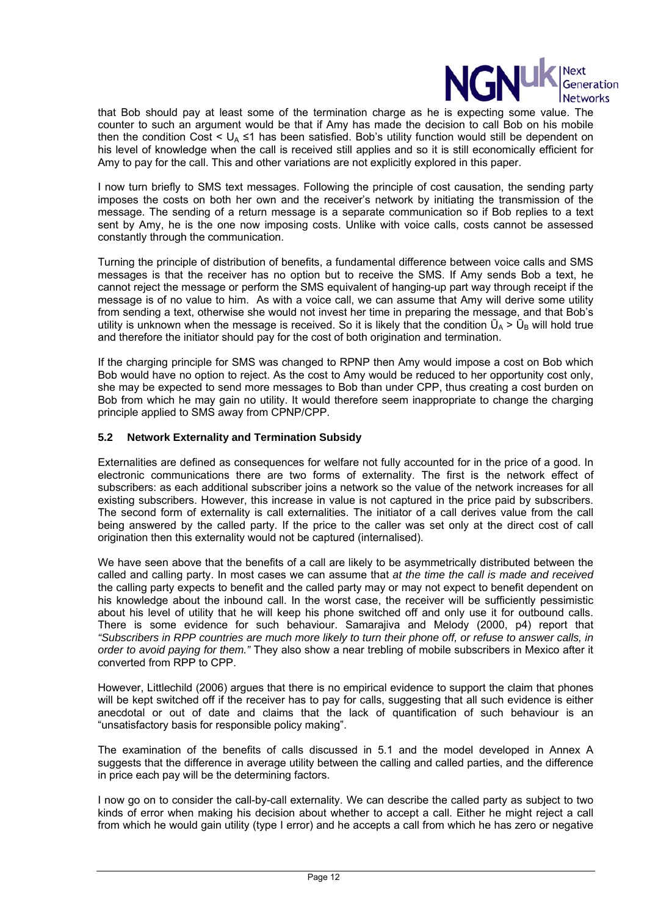that Bob should pay at least some of the termination charge as he is expecting some value. The counter to such an argument would be that if Amy has made the decision to call Bob on his mobile then the condition Cost < $U_A$ ≤1 has been satisfied. Bob's utility function would still be dependent on his level of knowledge when the call is received still applies and so it is still economically efficient for Amy to pay for the call. This and other variations are not explicitly explored in this paper.

I now turn briefly to SMS text messages. Following the principle of cost causation, the sending party imposes the costs on both her own and the receiver's network by initiating the transmission of the message. The sending of a return message is a separate communication so if Bob replies to a text sent by Amy, he is the one now imposing costs. Unlike with voice calls, costs cannot be assessed constantly through the communication.

Turning the principle of distribution of benefits, a fundamental difference between voice calls and SMS messages is that the receiver has no option but to receive the SMS. If Amy sends Bob a text, he cannot reject the message or perform the SMS equivalent of hanging-up part way through receipt if the message is of no value to him. As with a voice call, we can assume that Amy will derive some utility from sending a text, otherwise she would not invest her time in preparing the message, and that Bob's utility is unknown when the message is received. So it is likely that the condition $\bar{U}_A > \bar{U}_B$ will hold true and therefore the initiator should pay for the cost of both origination and termination.

If the charging principle for SMS was changed to RPNP then Amy would impose a cost on Bob which Bob would have no option to reject. As the cost to Amy would be reduced to her opportunity cost only, she may be expected to send more messages to Bob than under CPP, thus creating a cost burden on Bob from which he may gain no utility. It would therefore seem inappropriate to change the charging principle applied to SMS away from CPNP/CPP.

### 5.2 Network Externality and Termination Subsidy

Externalities are defined as consequences for welfare not fully accounted for in the price of a good. In electronic communications there are two forms of externality. The first is the network effect of subscribers: as each additional subscriber joins a network so the value of the network increases for all existing subscribers. However, this increase in value is not captured in the price paid by subscribers. The second form of externality is call externalities. The initiator of a call derives value from the call being answered by the called party. If the price to the caller was set only at the direct cost of call origination then this externality would not be captured (internalised).

We have seen above that the benefits of a call are likely to be asymmetrically distributed between the called and calling party. In most cases we can assume that *at the time the call is made and received* the calling party expects to benefit and the called party may or may not expect to benefit dependent on his knowledge about the inbound call. In the worst case, the receiver will be sufficiently pessimistic about his level of utility that he will keep his phone switched off and only use it for outbound calls. There is some evidence for such behaviour. Samarajiva and Melody (2000, p4) report that *"Subscribers in RPP countries are much more likely to turn their phone off, or refuse to answer calls, in order to avoid paying for them."* They also show a near trebling of mobile subscribers in Mexico after it converted from RPP to CPP.

However, Littlechild (2006) argues that there is no empirical evidence to support the claim that phones will be kept switched off if the receiver has to pay for calls, suggesting that all such evidence is either anecdotal or out of date and claims that the lack of quantification of such behaviour is an "unsatisfactory basis for responsible policy making".

The examination of the benefits of calls discussed in 5.1 and the model developed in Annex A suggests that the difference in average utility between the calling and called parties, and the difference in price each pay will be the determining factors.

I now go on to consider the call-by-call externality. We can describe the called party as subject to two kinds of error when making his decision about whether to accept a call. Either he might reject a call from which he would gain utility (type I error) and he accepts a call from which he has zero or negative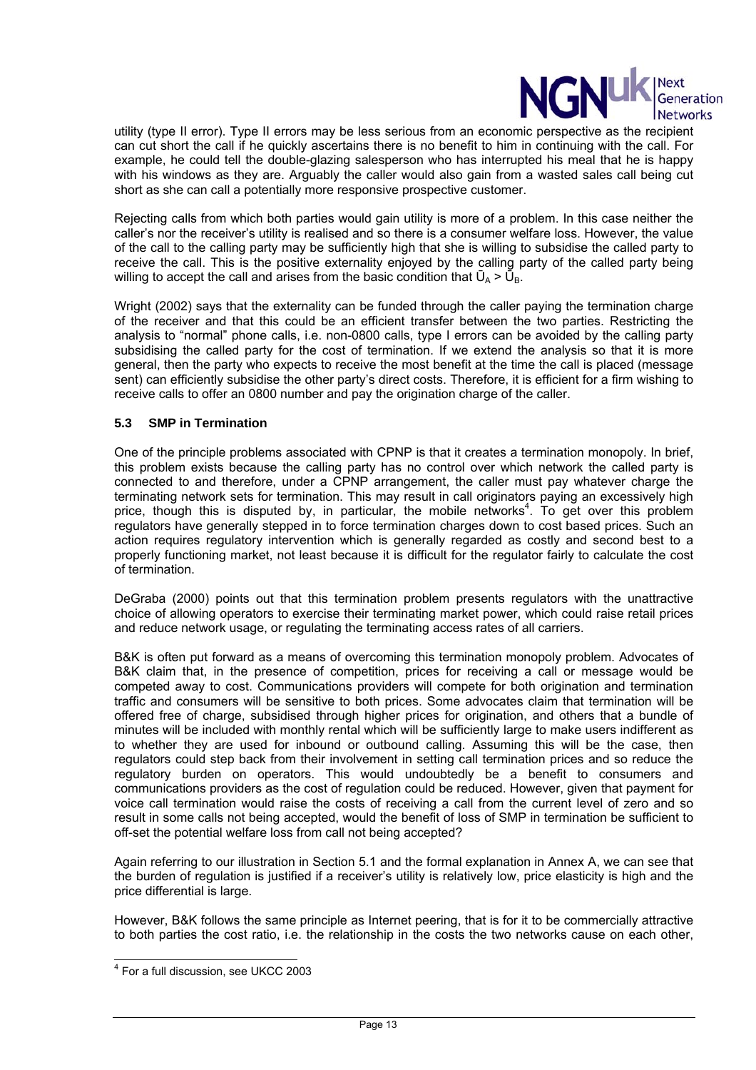utility (type II error). Type II errors may be less serious from an economic perspective as the recipient can cut short the call if he quickly ascertains there is no benefit to him in continuing with the call. For example, he could tell the double-glazing salesperson who has interrupted his meal that he is happy with his windows as they are. Arguably the caller would also gain from a wasted sales call being cut short as she can call a potentially more responsive prospective customer.

Rejecting calls from which both parties would gain utility is more of a problem. In this case neither the caller's nor the receiver's utility is realised and so there is a consumer welfare loss. However, the value of the call to the calling party may be sufficiently high that she is willing to subsidise the called party to receive the call. This is the positive externality enjoyed by the calling party of the called party being willing to accept the call and arises from the basic condition that $\bar{U}_A > \bar{U}_B$.

Wright (2002) says that the externality can be funded through the caller paying the termination charge of the receiver and that this could be an efficient transfer between the two parties. Restricting the analysis to "normal" phone calls, i.e. non-0800 calls, type I errors can be avoided by the calling party subsidising the called party for the cost of termination. If we extend the analysis so that it is more general, then the party who expects to receive the most benefit at the time the call is placed (message sent) can efficiently subsidise the other party's direct costs. Therefore, it is efficient for a firm wishing to receive calls to offer an 0800 number and pay the origination charge of the caller.

### 5.3 SMP in Termination

One of the principle problems associated with CPNP is that it creates a termination monopoly. In brief, this problem exists because the calling party has no control over which network the called party is connected to and therefore, under a CPNP arrangement, the caller must pay whatever charge the terminating network sets for termination. This may result in call originators paying an excessively high price, though this is disputed by, in particular, the mobile networks[4]. To get over this problem regulators have generally stepped in to force termination charges down to cost based prices. Such an action requires regulatory intervention which is generally regarded as costly and second best to a properly functioning market, not least because it is difficult for the regulator fairly to calculate the cost of termination.

DeGraba (2000) points out that this termination problem presents regulators with the unattractive choice of allowing operators to exercise their terminating market power, which could raise retail prices and reduce network usage, or regulating the terminating access rates of all carriers.

B&K is often put forward as a means of overcoming this termination monopoly problem. Advocates of B&K claim that, in the presence of competition, prices for receiving a call or message would be competed away to cost. Communications providers will compete for both origination and termination traffic and consumers will be sensitive to both prices. Some advocates claim that termination will be offered free of charge, subsidised through higher prices for origination, and others that a bundle of minutes will be included with monthly rental which will be sufficiently large to make users indifferent as to whether they are used for inbound or outbound calling. Assuming this will be the case, then regulators could step back from their involvement in setting call termination prices and so reduce the regulatory burden on operators. This would undoubtedly be a benefit to consumers and communications providers as the cost of regulation could be reduced. However, given that payment for voice call termination would raise the costs of receiving a call from the current level of zero and so result in some calls not being accepted, would the benefit of loss of SMP in termination be sufficient to off-set the potential welfare loss from call not being accepted?

Again referring to our illustration in Section 5.1 and the formal explanation in Annex A, we can see that the burden of regulation is justified if a receiver's utility is relatively low, price elasticity is high and the price differential is large.

However, B&K follows the same principle as Internet peering, that is for it to be commercially attractive to both parties the cost ratio, i.e. the relationship in the costs the two networks cause on each other,

[4] For a full discussion, see UKCC 2003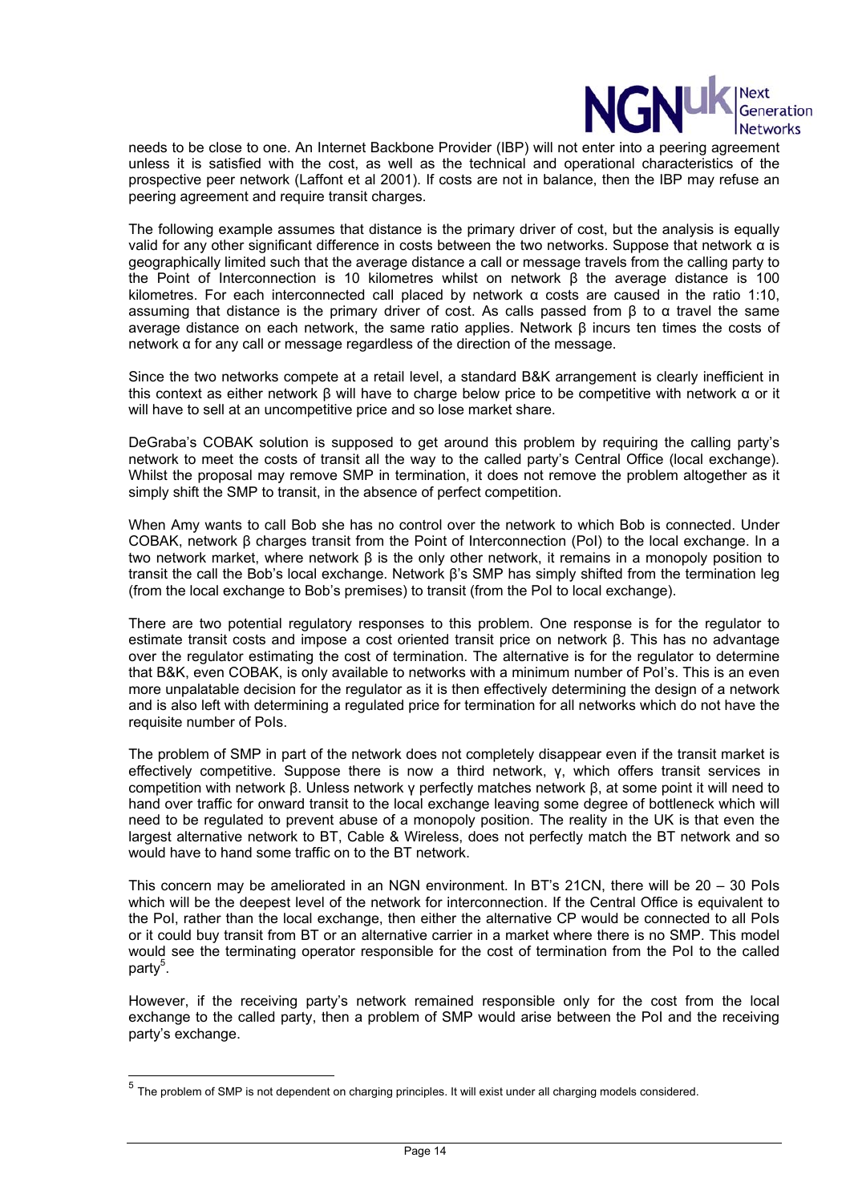needs to be close to one. An Internet Backbone Provider (IBP) will not enter into a peering agreement unless it is satisfied with the cost, as well as the technical and operational characteristics of the prospective peer network (Laffont et al 2001). If costs are not in balance, then the IBP may refuse an peering agreement and require transit charges.

The following example assumes that distance is the primary driver of cost, but the analysis is equally valid for any other significant difference in costs between the two networks. Suppose that network α is geographically limited such that the average distance a call or message travels from the calling party to the Point of Interconnection is 10 kilometres whilst on network β the average distance is 100 kilometres. For each interconnected call placed by network α costs are caused in the ratio 1:10, assuming that distance is the primary driver of cost. As calls passed from β to α travel the same average distance on each network, the same ratio applies. Network β incurs ten times the costs of network α for any call or message regardless of the direction of the message.

Since the two networks compete at a retail level, a standard B&K arrangement is clearly inefficient in this context as either network β will have to charge below price to be competitive with network α or it will have to sell at an uncompetitive price and so lose market share.

DeGraba's COBAK solution is supposed to get around this problem by requiring the calling party's network to meet the costs of transit all the way to the called party's Central Office (local exchange). Whilst the proposal may remove SMP in termination, it does not remove the problem altogether as it simply shift the SMP to transit, in the absence of perfect competition.

When Amy wants to call Bob she has no control over the network to which Bob is connected. Under COBAK, network β charges transit from the Point of Interconnection (PoI) to the local exchange. In a two network market, where network β is the only other network, it remains in a monopoly position to transit the call the Bob's local exchange. Network β's SMP has simply shifted from the termination leg (from the local exchange to Bob's premises) to transit (from the PoI to local exchange).

There are two potential regulatory responses to this problem. One response is for the regulator to estimate transit costs and impose a cost oriented transit price on network β. This has no advantage over the regulator estimating the cost of termination. The alternative is for the regulator to determine that B&K, even COBAK, is only available to networks with a minimum number of PoI's. This is an even more unpalatable decision for the regulator as it is then effectively determining the design of a network and is also left with determining a regulated price for termination for all networks which do not have the requisite number of PoIs.

The problem of SMP in part of the network does not completely disappear even if the transit market is effectively competitive. Suppose there is now a third network, γ, which offers transit services in competition with network β. Unless network γ perfectly matches network β, at some point it will need to hand over traffic for onward transit to the local exchange leaving some degree of bottleneck which will need to be regulated to prevent abuse of a monopoly position. The reality in the UK is that even the largest alternative network to BT, Cable & Wireless, does not perfectly match the BT network and so would have to hand some traffic on to the BT network.

This concern may be ameliorated in an NGN environment. In BT's 21CN, there will be 20 – 30 PoIs which will be the deepest level of the network for interconnection. If the Central Office is equivalent to the PoI, rather than the local exchange, then either the alternative CP would be connected to all PoIs or it could buy transit from BT or an alternative carrier in a market where there is no SMP. This model would see the terminating operator responsible for the cost of termination from the PoI to the called party[5].

However, if the receiving party's network remained responsible only for the cost from the local exchange to the called party, then a problem of SMP would arise between the PoI and the receiving party's exchange.

[5] The problem of SMP is not dependent on charging principles. It will exist under all charging models considered.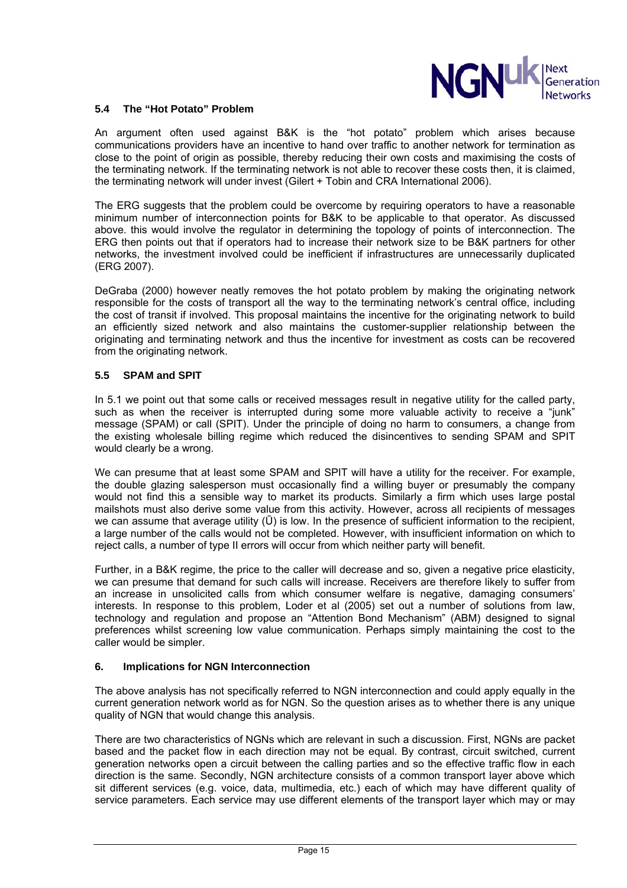### 5.4 The "Hot Potato" Problem

An argument often used against B&K is the "hot potato" problem which arises because communications providers have an incentive to hand over traffic to another network for termination as close to the point of origin as possible, thereby reducing their own costs and maximising the costs of the terminating network. If the terminating network is not able to recover these costs then, it is claimed, the terminating network will under invest (Gilert + Tobin and CRA International 2006).

The ERG suggests that the problem could be overcome by requiring operators to have a reasonable minimum number of interconnection points for B&K to be applicable to that operator. As discussed above. this would involve the regulator in determining the topology of points of interconnection. The ERG then points out that if operators had to increase their network size to be B&K partners for other networks, the investment involved could be inefficient if infrastructures are unnecessarily duplicated (ERG 2007).

DeGraba (2000) however neatly removes the hot potato problem by making the originating network responsible for the costs of transport all the way to the terminating network's central office, including the cost of transit if involved. This proposal maintains the incentive for the originating network to build an efficiently sized network and also maintains the customer-supplier relationship between the originating and terminating network and thus the incentive for investment as costs can be recovered from the originating network.

### 5.5 SPAM and SPIT

In 5.1 we point out that some calls or received messages result in negative utility for the called party, such as when the receiver is interrupted during some more valuable activity to receive a "junk" message (SPAM) or call (SPIT). Under the principle of doing no harm to consumers, a change from the existing wholesale billing regime which reduced the disincentives to sending SPAM and SPIT would clearly be a wrong.

We can presume that at least some SPAM and SPIT will have a utility for the receiver. For example, the double glazing salesperson must occasionally find a willing buyer or presumably the company would not find this a sensible way to market its products. Similarly a firm which uses large postal mailshots must also derive some value from this activity. However, across all recipients of messages we can assume that average utility ($\bar{U}$) is low. In the presence of sufficient information to the recipient, a large number of the calls would not be completed. However, with insufficient information on which to reject calls, a number of type II errors will occur from which neither party will benefit.

Further, in a B&K regime, the price to the caller will decrease and so, given a negative price elasticity, we can presume that demand for such calls will increase. Receivers are therefore likely to suffer from an increase in unsolicited calls from which consumer welfare is negative, damaging consumers' interests. In response to this problem, Loder et al (2005) set out a number of solutions from law, technology and regulation and propose an "Attention Bond Mechanism" (ABM) designed to signal preferences whilst screening low value communication. Perhaps simply maintaining the cost to the caller would be simpler.

## 6. Implications for NGN Interconnection

The above analysis has not specifically referred to NGN interconnection and could apply equally in the current generation network world as for NGN. So the question arises as to whether there is any unique quality of NGN that would change this analysis.

There are two characteristics of NGNs which are relevant in such a discussion. First, NGNs are packet based and the packet flow in each direction may not be equal. By contrast, circuit switched, current generation networks open a circuit between the calling parties and so the effective traffic flow in each direction is the same. Secondly, NGN architecture consists of a common transport layer above which sit different services (e.g. voice, data, multimedia, etc.) each of which may have different quality of service parameters. Each service may use different elements of the transport layer which may or may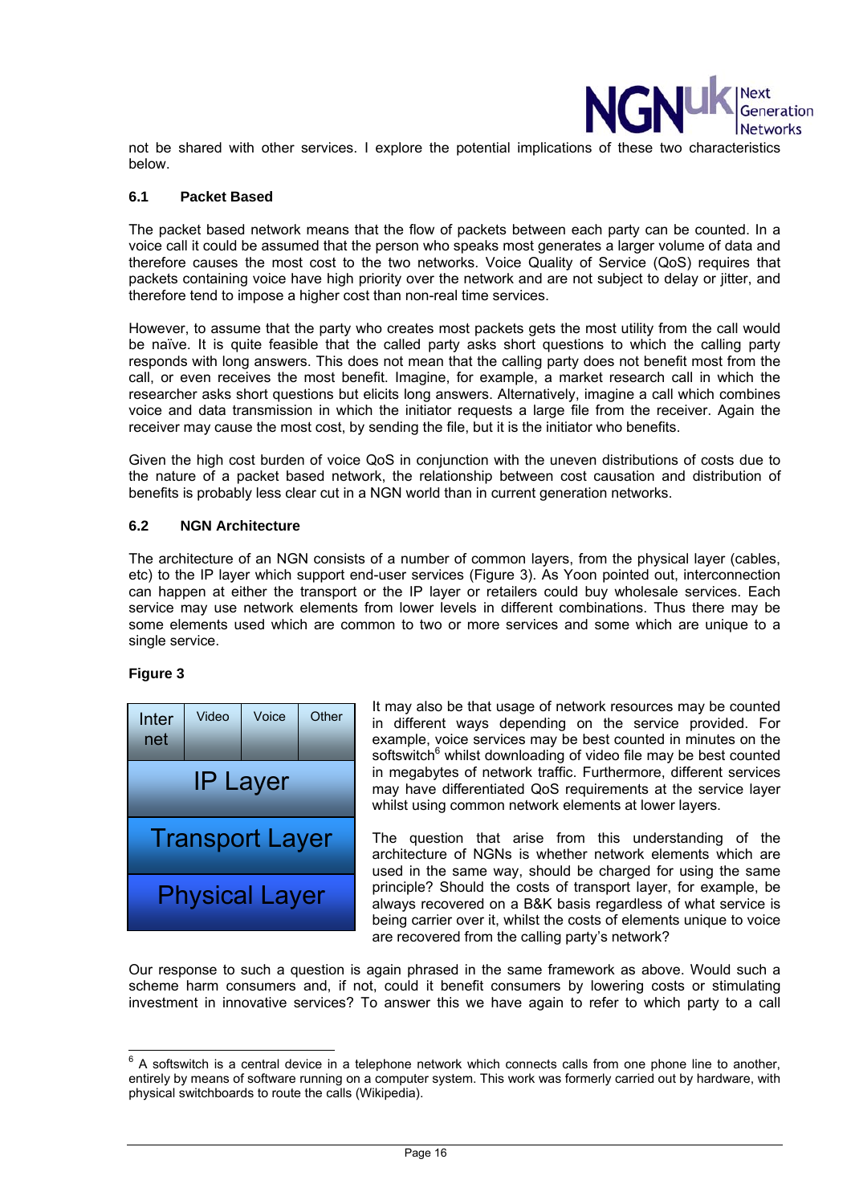not be shared with other services. I explore the potential implications of these two characteristics below.

### 6.1 Packet Based

The packet based network means that the flow of packets between each party can be counted. In a voice call it could be assumed that the person who speaks most generates a larger volume of data and therefore causes the most cost to the two networks. Voice Quality of Service (QoS) requires that packets containing voice have high priority over the network and are not subject to delay or jitter, and therefore tend to impose a higher cost than non-real time services.

However, to assume that the party who creates most packets gets the most utility from the call would be naïve. It is quite feasible that the called party asks short questions to which the calling party responds with long answers. This does not mean that the calling party does not benefit most from the call, or even receives the most benefit. Imagine, for example, a market research call in which the researcher asks short questions but elicits long answers. Alternatively, imagine a call which combines voice and data transmission in which the initiator requests a large file from the receiver. Again the receiver may cause the most cost, by sending the file, but it is the initiator who benefits.

Given the high cost burden of voice QoS in conjunction with the uneven distributions of costs due to the nature of a packet based network, the relationship between cost causation and distribution of benefits is probably less clear cut in a NGN world than in current generation networks.

### 6.2 NGN Architecture

The architecture of an NGN consists of a number of common layers, from the physical layer (cables, etc) to the IP layer which support end-user services (Figure 3). As Yoon pointed out, interconnection can happen at either the transport or the IP layer or retailers could buy wholesale services. Each service may use network elements from lower levels in different combinations. Thus there may be some elements used which are common to two or more services and some which are unique to a single service.

**Figure 3**

| Internet | Video | Voice | Other |
|---|---|---|---|
| IP Layer | | | |
| Transport Layer | | | |
| Physical Layer | | | |

It may also be that usage of network resources may be counted in different ways depending on the service provided. For example, voice services may be best counted in minutes on the softswitch[6] whilst downloading of video file may be best counted in megabytes of network traffic. Furthermore, different services may have differentiated QoS requirements at the service layer whilst using common network elements at lower layers.

The question that arise from this understanding of the architecture of NGNs is whether network elements which are used in the same way, should be charged for using the same principle? Should the costs of transport layer, for example, be always recovered on a B&K basis regardless of what service is being carrier over it, whilst the costs of elements unique to voice are recovered from the calling party's network?

Our response to such a question is again phrased in the same framework as above. Would such a scheme harm consumers and, if not, could it benefit consumers by lowering costs or stimulating investment in innovative services? To answer this we have again to refer to which party to a call

[6] A softswitch is a central device in a telephone network which connects calls from one phone line to another, entirely by means of software running on a computer system. This work was formerly carried out by hardware, with physical switchboards to route the calls (Wikipedia).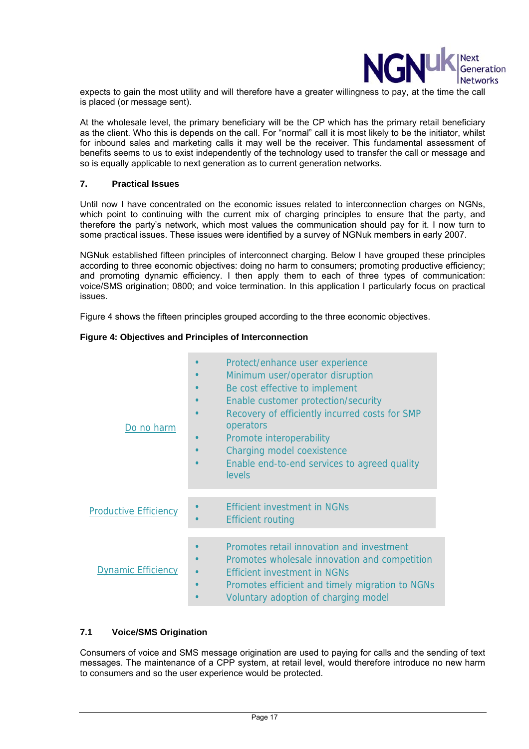expects to gain the most utility and will therefore have a greater willingness to pay, at the time the call is placed (or message sent).

At the wholesale level, the primary beneficiary will be the CP which has the primary retail beneficiary as the client. Who this is depends on the call. For "normal" call it is most likely to be the initiator, whilst for inbound sales and marketing calls it may well be the receiver. This fundamental assessment of benefits seems to us to exist independently of the technology used to transfer the call or message and so is equally applicable to next generation as to current generation networks.

## 7. Practical Issues

Until now I have concentrated on the economic issues related to interconnection charges on NGNs, which point to continuing with the current mix of charging principles to ensure that the party, and therefore the party's network, which most values the communication should pay for it. I now turn to some practical issues. These issues were identified by a survey of NGNuk members in early 2007.

NGNuk established fifteen principles of interconnect charging. Below I have grouped these principles according to three economic objectives: doing no harm to consumers; promoting productive efficiency; and promoting dynamic efficiency. I then apply them to each of three types of communication: voice/SMS origination; 0800; and voice termination. In this application I particularly focus on practical issues.

Figure 4 shows the fifteen principles grouped according to the three economic objectives.

**Figure 4: Objectives and Principles of Interconnection**

| Objective | Principles |
|---|---|
| Do no harm | • Protect/enhance user experience<br>• Minimum user/operator disruption<br>• Be cost effective to implement<br>• Enable customer protection/security<br>• Recovery of efficiently incurred costs for SMP operators<br>• Promote interoperability<br>• Charging model coexistence<br>• Enable end-to-end services to agreed quality levels |
| Productive Efficiency | • Efficient investment in NGNs<br>• Efficient routing |
| Dynamic Efficiency | • Promotes retail innovation and investment<br>• Promotes wholesale innovation and competition<br>• Efficient investment in NGNs<br>• Promotes efficient and timely migration to NGNs<br>• Voluntary adoption of charging model |

### 7.1 Voice/SMS Origination

Consumers of voice and SMS message origination are used to paying for calls and the sending of text messages. The maintenance of a CPP system, at retail level, would therefore introduce no new harm to consumers and so the user experience would be protected.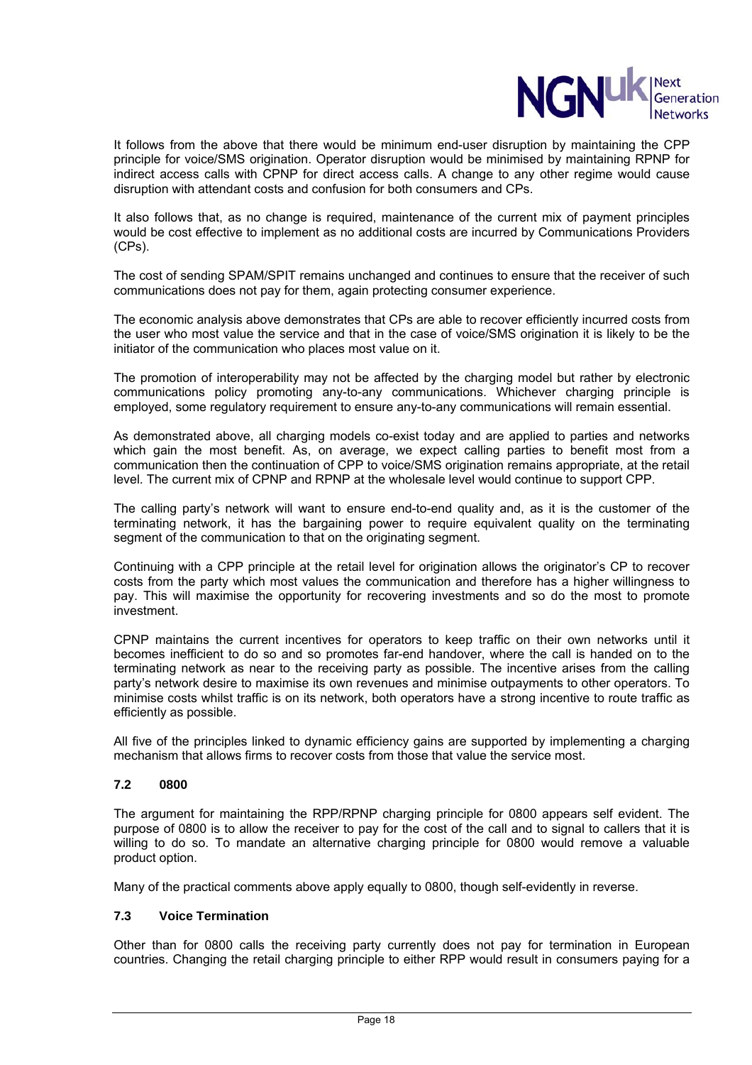It follows from the above that there would be minimum end-user disruption by maintaining the CPP principle for voice/SMS origination. Operator disruption would be minimised by maintaining RPNP for indirect access calls with CPNP for direct access calls. A change to any other regime would cause disruption with attendant costs and confusion for both consumers and CPs.

It also follows that, as no change is required, maintenance of the current mix of payment principles would be cost effective to implement as no additional costs are incurred by Communications Providers (CPs).

The cost of sending SPAM/SPIT remains unchanged and continues to ensure that the receiver of such communications does not pay for them, again protecting consumer experience.

The economic analysis above demonstrates that CPs are able to recover efficiently incurred costs from the user who most value the service and that in the case of voice/SMS origination it is likely to be the initiator of the communication who places most value on it.

The promotion of interoperability may not be affected by the charging model but rather by electronic communications policy promoting any-to-any communications. Whichever charging principle is employed, some regulatory requirement to ensure any-to-any communications will remain essential.

As demonstrated above, all charging models co-exist today and are applied to parties and networks which gain the most benefit. As, on average, we expect calling parties to benefit most from a communication then the continuation of CPP to voice/SMS origination remains appropriate, at the retail level. The current mix of CPNP and RPNP at the wholesale level would continue to support CPP.

The calling party's network will want to ensure end-to-end quality and, as it is the customer of the terminating network, it has the bargaining power to require equivalent quality on the terminating segment of the communication to that on the originating segment.

Continuing with a CPP principle at the retail level for origination allows the originator's CP to recover costs from the party which most values the communication and therefore has a higher willingness to pay. This will maximise the opportunity for recovering investments and so do the most to promote investment.

CPNP maintains the current incentives for operators to keep traffic on their own networks until it becomes inefficient to do so and so promotes far-end handover, where the call is handed on to the terminating network as near to the receiving party as possible. The incentive arises from the calling party's network desire to maximise its own revenues and minimise outpayments to other operators. To minimise costs whilst traffic is on its network, both operators have a strong incentive to route traffic as efficiently as possible.

All five of the principles linked to dynamic efficiency gains are supported by implementing a charging mechanism that allows firms to recover costs from those that value the service most.

### 7.2 0800

The argument for maintaining the RPP/RPNP charging principle for 0800 appears self evident. The purpose of 0800 is to allow the receiver to pay for the cost of the call and to signal to callers that it is willing to do so. To mandate an alternative charging principle for 0800 would remove a valuable product option.

Many of the practical comments above apply equally to 0800, though self-evidently in reverse.

### 7.3 Voice Termination

Other than for 0800 calls the receiving party currently does not pay for termination in European countries. Changing the retail charging principle to either RPP would result in consumers paying for a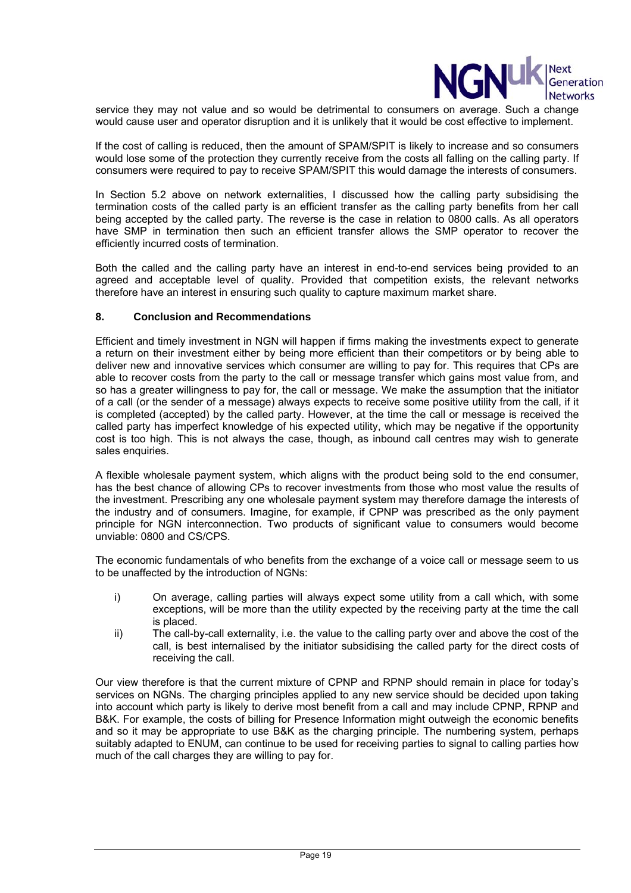service they may not value and so would be detrimental to consumers on average. Such a change would cause user and operator disruption and it is unlikely that it would be cost effective to implement.

If the cost of calling is reduced, then the amount of SPAM/SPIT is likely to increase and so consumers would lose some of the protection they currently receive from the costs all falling on the calling party. If consumers were required to pay to receive SPAM/SPIT this would damage the interests of consumers.

In Section 5.2 above on network externalities, I discussed how the calling party subsidising the termination costs of the called party is an efficient transfer as the calling party benefits from her call being accepted by the called party. The reverse is the case in relation to 0800 calls. As all operators have SMP in termination then such an efficient transfer allows the SMP operator to recover the efficiently incurred costs of termination.

Both the called and the calling party have an interest in end-to-end services being provided to an agreed and acceptable level of quality. Provided that competition exists, the relevant networks therefore have an interest in ensuring such quality to capture maximum market share.

## 8. Conclusion and Recommendations

Efficient and timely investment in NGN will happen if firms making the investments expect to generate a return on their investment either by being more efficient than their competitors or by being able to deliver new and innovative services which consumer are willing to pay for. This requires that CPs are able to recover costs from the party to the call or message transfer which gains most value from, and so has a greater willingness to pay for, the call or message. We make the assumption that the initiator of a call (or the sender of a message) always expects to receive some positive utility from the call, if it is completed (accepted) by the called party. However, at the time the call or message is received the called party has imperfect knowledge of his expected utility, which may be negative if the opportunity cost is too high. This is not always the case, though, as inbound call centres may wish to generate sales enquiries.

A flexible wholesale payment system, which aligns with the product being sold to the end consumer, has the best chance of allowing CPs to recover investments from those who most value the results of the investment. Prescribing any one wholesale payment system may therefore damage the interests of the industry and of consumers. Imagine, for example, if CPNP was prescribed as the only payment principle for NGN interconnection. Two products of significant value to consumers would become unviable: 0800 and CS/CPS.

The economic fundamentals of who benefits from the exchange of a voice call or message seem to us to be unaffected by the introduction of NGNs:

i) On average, calling parties will always expect some utility from a call which, with some exceptions, will be more than the utility expected by the receiving party at the time the call is placed.

ii) The call-by-call externality, i.e. the value to the calling party over and above the cost of the call, is best internalised by the initiator subsidising the called party for the direct costs of receiving the call.

Our view therefore is that the current mixture of CPNP and RPNP should remain in place for today's services on NGNs. The charging principles applied to any new service should be decided upon taking into account which party is likely to derive most benefit from a call and may include CPNP, RPNP and B&K. For example, the costs of billing for Presence Information might outweigh the economic benefits and so it may be appropriate to use B&K as the charging principle. The numbering system, perhaps suitably adapted to ENUM, can continue to be used for receiving parties to signal to calling parties how much of the call charges they are willing to pay for.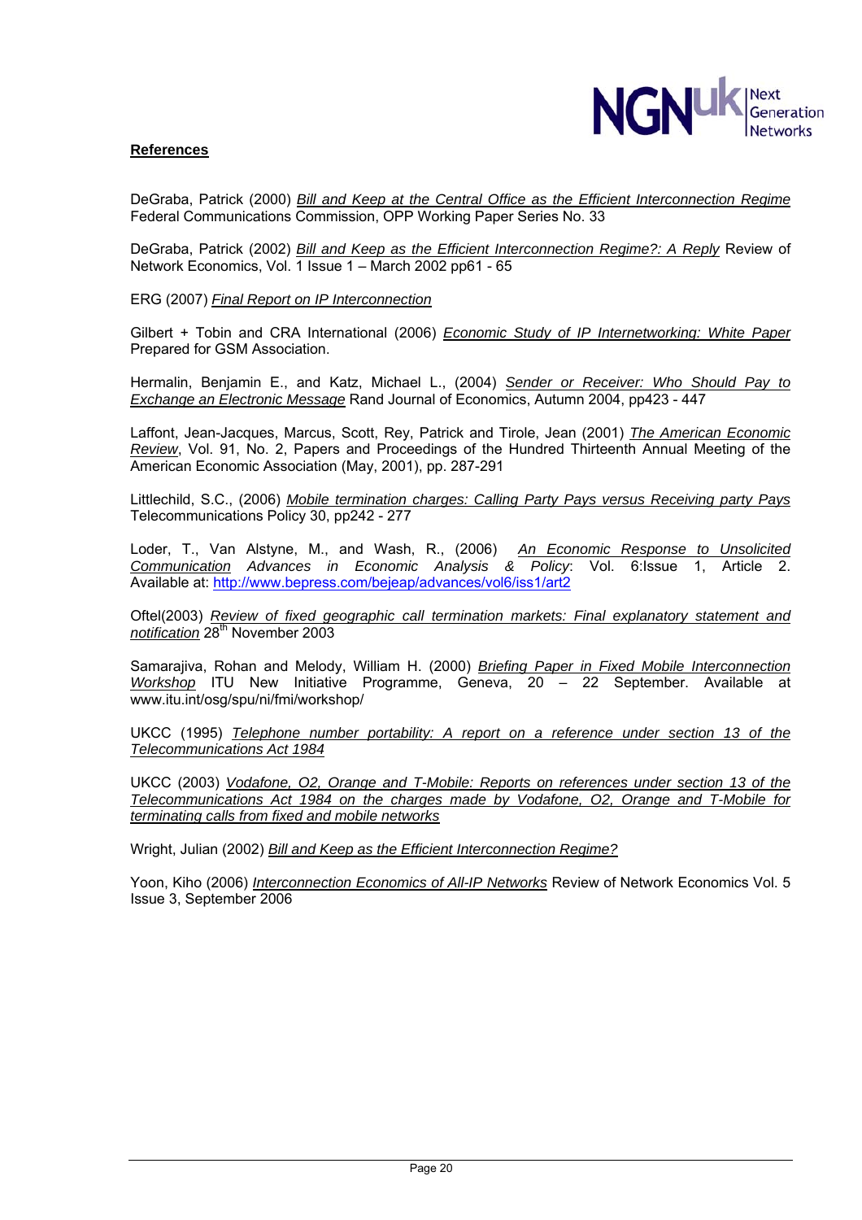**References**

DeGraba, Patrick (2000) *Bill and Keep at the Central Office as the Efficient Interconnection Regime* Federal Communications Commission, OPP Working Paper Series No. 33

DeGraba, Patrick (2002) *Bill and Keep as the Efficient Interconnection Regime?: A Reply* Review of Network Economics, Vol. 1 Issue 1 – March 2002 pp61 - 65

ERG (2007) *Final Report on IP Interconnection*

Gilbert + Tobin and CRA International (2006) *Economic Study of IP Internetworking: White Paper* Prepared for GSM Association.

Hermalin, Benjamin E., and Katz, Michael L., (2004) *Sender or Receiver: Who Should Pay to Exchange an Electronic Message* Rand Journal of Economics, Autumn 2004, pp423 - 447

Laffont, Jean-Jacques, Marcus, Scott, Rey, Patrick and Tirole, Jean (2001) *The American Economic Review*, Vol. 91, No. 2, Papers and Proceedings of the Hundred Thirteenth Annual Meeting of the American Economic Association (May, 2001), pp. 287-291

Littlechild, S.C., (2006) *Mobile termination charges: Calling Party Pays versus Receiving party Pays* Telecommunications Policy 30, pp242 - 277

Loder, T., Van Alstyne, M., and Wash, R., (2006) *An Economic Response to Unsolicited Communication* *Advances in Economic Analysis & Policy*: Vol. 6:Issue 1, Article 2. Available at: http://www.bepress.com/bejeap/advances/vol6/iss1/art2

Oftel(2003) *Review of fixed geographic call termination markets: Final explanatory statement and notification* 28th November 2003

Samarajiva, Rohan and Melody, William H. (2000) *Briefing Paper in Fixed Mobile Interconnection Workshop* ITU New Initiative Programme, Geneva, 20 – 22 September. Available at www.itu.int/osg/spu/ni/fmi/workshop/

UKCC (1995) *Telephone number portability: A report on a reference under section 13 of the Telecommunications Act 1984*

UKCC (2003) *Vodafone, O2, Orange and T-Mobile: Reports on references under section 13 of the Telecommunications Act 1984 on the charges made by Vodafone, O2, Orange and T-Mobile for terminating calls from fixed and mobile networks*

Wright, Julian (2002) *Bill and Keep as the Efficient Interconnection Regime?*

Yoon, Kiho (2006) *Interconnection Economics of All-IP Networks* Review of Network Economics Vol. 5 Issue 3, September 2006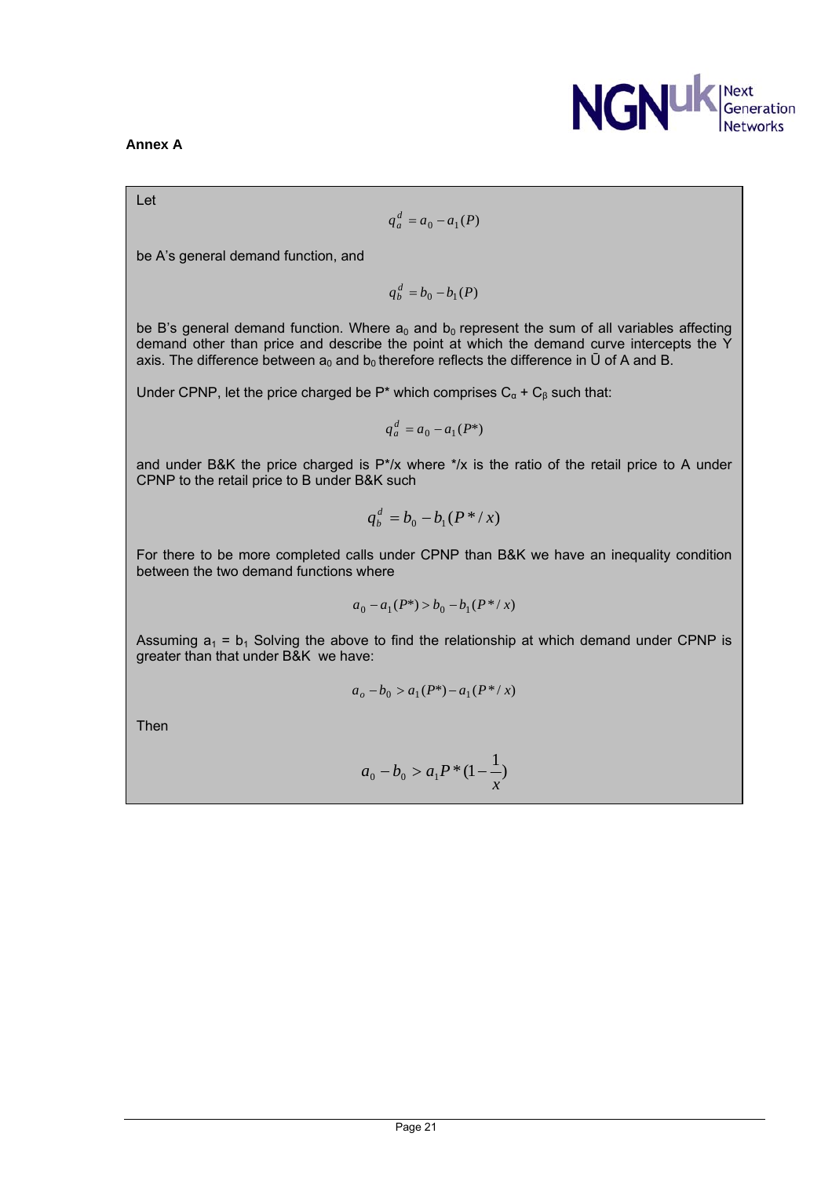**Annex A**

Let

$$q_a^d = a_0 - a_1(P)$$

be A's general demand function, and

$$q_b^d = b_0 - b_1(P)$$

be B's general demand function. Where $a_0$ and $b_0$ represent the sum of all variables affecting demand other than price and describe the point at which the demand curve intercepts the Y axis. The difference between $a_0$ and $b_0$ therefore reflects the difference in $\bar{U}$ of A and B.

Under CPNP, let the price charged be P* which comprises $C_\alpha + C_\beta$ such that:

$$q_a^d = a_0 - a_1(P^*)$$

and under B&K the price charged is P*/x where */x is the ratio of the retail price to A under CPNP to the retail price to B under B&K such

$$q_b^d = b_0 - b_1(P^*/x)$$

For there to be more completed calls under CPNP than B&K we have an inequality condition between the two demand functions where

$$a_0 - a_1(P^*) > b_0 - b_1(P^*/x)$$

Assuming $a_1 = b_1$ Solving the above to find the relationship at which demand under CPNP is greater than that under B&K we have:

$$a_o - b_0 > a_1(P^*) - a_1(P^*/x)$$

Then

$$a_0 - b_0 > a_1 P^*(1 - \frac{1}{x})$$